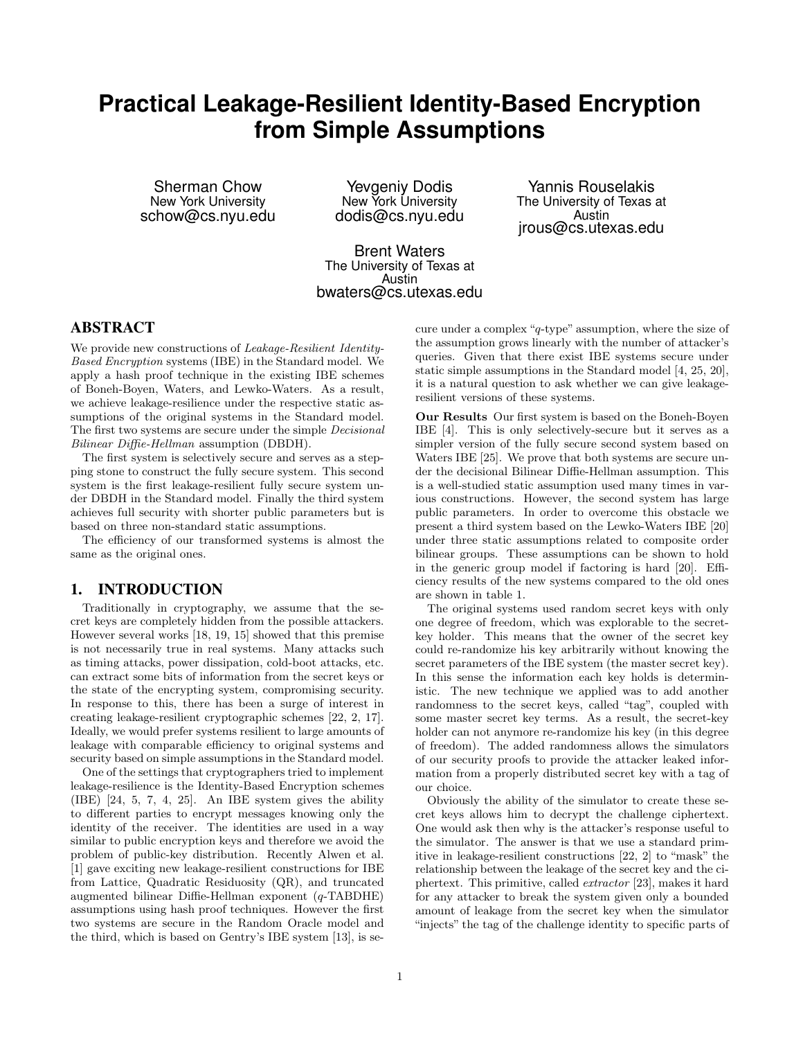# Practical Leakage-Resilient Identity-Based Encryption from Simple Assumptions

Sherman Chow
New York University
schow@cs.nyu.edu

Yevgeniy Dodis
New York University
dodis@cs.nyu.edu

Yannis Rouselakis
The University of Texas at Austin
jrous@cs.utexas.edu

Brent Waters
The University of Texas at Austin
bwaters@cs.utexas.edu

## ABSTRACT

We provide new constructions of *Leakage-Resilient Identity-Based Encryption* systems (IBE) in the Standard model. We apply a hash proof technique in the existing IBE schemes of Boneh-Boyen, Waters, and Lewko-Waters. As a result, we achieve leakage-resilience under the respective static assumptions of the original systems in the Standard model. The first two systems are secure under the simple *Decisional Bilinear Diffie-Hellman* assumption (DBDH).

The first system is selectively secure and serves as a stepping stone to construct the fully secure system. This second system is the first leakage-resilient fully secure system under DBDH in the Standard model. Finally the third system achieves full security with shorter public parameters but is based on three non-standard static assumptions.

The efficiency of our transformed systems is almost the same as the original ones.

## 1. INTRODUCTION

Traditionally in cryptography, we assume that the secret keys are completely hidden from the possible attackers. However several works [18, 19, 15] showed that this premise is not necessarily true in real systems. Many attacks such as timing attacks, power dissipation, cold-boot attacks, etc. can extract some bits of information from the secret keys or the state of the encrypting system, compromising security. In response to this, there has been a surge of interest in creating leakage-resilient cryptographic schemes [22, 2, 17]. Ideally, we would prefer systems resilient to large amounts of leakage with comparable efficiency to original systems and security based on simple assumptions in the Standard model.

One of the settings that cryptographers tried to implement leakage-resilience is the Identity-Based Encryption schemes (IBE) [24, 5, 7, 4, 25]. An IBE system gives the ability to different parties to encrypt messages knowing only the identity of the receiver. The identities are used in a way similar to public encryption keys and therefore we avoid the problem of public-key distribution. Recently Alwen et al. [1] gave exciting new leakage-resilient constructions for IBE from Lattice, Quadratic Residuosity (QR), and truncated augmented bilinear Diffie-Hellman exponent ($q$-TABDHE) assumptions using hash proof techniques. However the first two systems are secure in the Random Oracle model and the third, which is based on Gentry's IBE system [13], is secure under a complex "$q$-type" assumption, where the size of the assumption grows linearly with the number of attacker's queries. Given that there exist IBE systems secure under static simple assumptions in the Standard model [4, 25, 20], it is a natural question to ask whether we can give leakage-resilient versions of these systems.

**Our Results** Our first system is based on the Boneh-Boyen IBE [4]. This is only selectively-secure but it serves as a simpler version of the fully secure second system based on Waters IBE [25]. We prove that both systems are secure under the decisional Bilinear Diffie-Hellman assumption. This is a well-studied static assumption used many times in various constructions. However, the second system has large public parameters. In order to overcome this obstacle we present a third system based on the Lewko-Waters IBE [20] under three static assumptions related to composite order bilinear groups. These assumptions can be shown to hold in the generic group model if factoring is hard [20]. Efficiency results of the new systems compared to the old ones are shown in table 1.

The original systems used random secret keys with only one degree of freedom, which was explorable to the secret-key holder. This means that the owner of the secret key could re-randomize his key arbitrarily without knowing the secret parameters of the IBE system (the master secret key). In this sense the information each key holds is deterministic. The new technique we applied was to add another randomness to the secret keys, called "tag", coupled with some master secret key terms. As a result, the secret-key holder can not anymore re-randomize his key (in this degree of freedom). The added randomness allows the simulators of our security proofs to provide the attacker leaked information from a properly distributed secret key with a tag of our choice.

Obviously the ability of the simulator to create these secret keys allows him to decrypt the challenge ciphertext. One would ask then why is the attacker's response useful to the simulator. The answer is that we use a standard primitive in leakage-resilient constructions [22, 2] to "mask" the relationship between the leakage of the secret key and the ciphertext. This primitive, called *extractor* [23], makes it hard for any attacker to break the system given only a bounded amount of leakage from the secret key when the simulator "injects" the tag of the challenge identity to specific parts of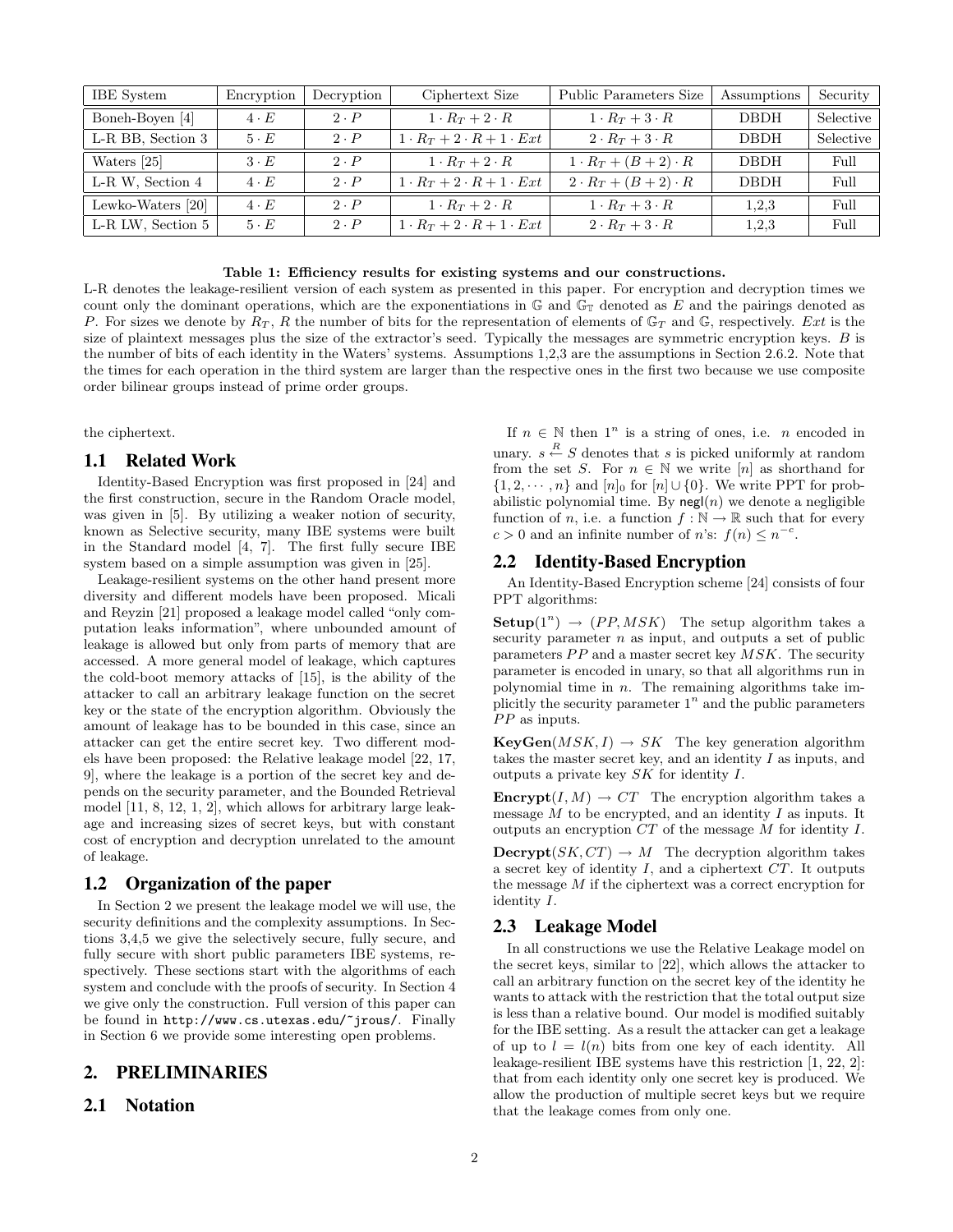| IBE System | Encryption | Decryption | Ciphertext Size | Public Parameters Size | Assumptions | Security |
|---|---|---|---|---|---|---|
| Boneh-Boyen [4] | $4 \cdot E$ | $2 \cdot P$ | $1 \cdot R_T + 2 \cdot R$ | $1 \cdot R_T + 3 \cdot R$ | DBDH | Selective |
| L-R BB, Section 3 | $5 \cdot E$ | $2 \cdot P$ | $1 \cdot R_T + 2 \cdot R + 1 \cdot Ext$ | $2 \cdot R_T + 3 \cdot R$ | DBDH | Selective |
| Waters [25] | $3 \cdot E$ | $2 \cdot P$ | $1 \cdot R_T + 2 \cdot R$ | $1 \cdot R_T + (B+2) \cdot R$ | DBDH | Full |
| L-R W, Section 4 | $4 \cdot E$ | $2 \cdot P$ | $1 \cdot R_T + 2 \cdot R + 1 \cdot Ext$ | $2 \cdot R_T + (B+2) \cdot R$ | DBDH | Full |
| Lewko-Waters [20] | $4 \cdot E$ | $2 \cdot P$ | $1 \cdot R_T + 2 \cdot R$ | $1 \cdot R_T + 3 \cdot R$ | 1,2,3 | Full |
| L-R LW, Section 5 | $5 \cdot E$ | $2 \cdot P$ | $1 \cdot R_T + 2 \cdot R + 1 \cdot Ext$ | $2 \cdot R_T + 3 \cdot R$ | 1,2,3 | Full |

**Table 1: Efficiency results for existing systems and our constructions.**

L-R denotes the leakage-resilient version of each system as presented in this paper. For encryption and decryption times we count only the dominant operations, which are the exponentiations in $\mathbb{G}$ and $\mathbb{G}_{\mathbb{T}}$ denoted as $E$ and the pairings denoted as $P$. For sizes we denote by $R_T$, $R$ the number of bits for the representation of elements of $\mathbb{G}_T$ and $\mathbb{G}$, respectively. $Ext$ is the size of plaintext messages plus the size of the extractor's seed. Typically the messages are symmetric encryption keys. $B$ is the number of bits of each identity in the Waters' systems. Assumptions 1,2,3 are the assumptions in Section 2.6.2. Note that the times for each operation in the third system are larger than the respective ones in the first two because we use composite order bilinear groups instead of prime order groups.

the ciphertext.

## 1.1 Related Work

Identity-Based Encryption was first proposed in [24] and the first construction, secure in the Random Oracle model, was given in [5]. By utilizing a weaker notion of security, known as Selective security, many IBE systems were built in the Standard model [4, 7]. The first fully secure IBE system based on a simple assumption was given in [25].

Leakage-resilient systems on the other hand present more diversity and different models have been proposed. Micali and Reyzin [21] proposed a leakage model called "only computation leaks information", where unbounded amount of leakage is allowed but only from parts of memory that are accessed. A more general model of leakage, which captures the cold-boot memory attacks of [15], is the ability of the attacker to call an arbitrary leakage function on the secret key or the state of the encryption algorithm. Obviously the amount of leakage has to be bounded in this case, since an attacker can get the entire secret key. Two different models have been proposed: the Relative leakage model [22, 17, 9], where the leakage is a portion of the secret key and depends on the security parameter, and the Bounded Retrieval model [11, 8, 12, 1, 2], which allows for arbitrary large leakage and increasing sizes of secret keys, but with constant cost of encryption and decryption unrelated to the amount of leakage.

## 1.2 Organization of the paper

In Section 2 we present the leakage model we will use, the security definitions and the complexity assumptions. In Sections 3,4,5 we give the selectively secure, fully secure, and fully secure with short public parameters IBE systems, respectively. These sections start with the algorithms of each system and conclude with the proofs of security. In Section 4 we give only the construction. Full version of this paper can be found in http://www.cs.utexas.edu/~jrous/. Finally in Section 6 we provide some interesting open problems.

# 2. PRELIMINARIES

## 2.1 Notation

If $n \in \mathbb{N}$ then $1^n$ is a string of ones, i.e. $n$ encoded in unary. $s \xleftarrow{R} S$ denotes that $s$ is picked uniformly at random from the set $S$. For $n \in \mathbb{N}$ we write $[n]$ as shorthand for $\{1, 2, \cdots, n\}$ and $[n]_0$ for $[n] \cup \{0\}$. We write PPT for probabilistic polynomial time. By $\mathsf{negl}(n)$ we denote a negligible function of $n$, i.e. a function $f : \mathbb{N} \to \mathbb{R}$ such that for every $c > 0$ and an infinite number of $n$'s: $f(n) \leq n^{-c}$.

## 2.2 Identity-Based Encryption

An Identity-Based Encryption scheme [24] consists of four PPT algorithms:

**Setup**$(1^n) \to (PP, MSK)$ The setup algorithm takes a security parameter $n$ as input, and outputs a set of public parameters $PP$ and a master secret key $MSK$. The security parameter is encoded in unary, so that all algorithms run in polynomial time in $n$. The remaining algorithms take implicitly the security parameter $1^n$ and the public parameters $PP$ as inputs.

**KeyGen**$(MSK, I) \to SK$ The key generation algorithm takes the master secret key, and an identity $I$ as inputs, and outputs a private key $SK$ for identity $I$.

**Encrypt**$(I, M) \to CT$ The encryption algorithm takes a message $M$ to be encrypted, and an identity $I$ as inputs. It outputs an encryption $CT$ of the message $M$ for identity $I$.

**Decrypt**$(SK, CT) \to M$ The decryption algorithm takes a secret key of identity $I$, and a ciphertext $CT$. It outputs the message $M$ if the ciphertext was a correct encryption for identity $I$.

## 2.3 Leakage Model

In all constructions we use the Relative Leakage model on the secret keys, similar to [22], which allows the attacker to call an arbitrary function on the secret key of the identity he wants to attack with the restriction that the total output size is less than a relative bound. Our model is modified suitably for the IBE setting. As a result the attacker can get a leakage of up to $l = l(n)$ bits from one key of each identity. All leakage-resilient IBE systems have this restriction [1, 22, 2]: that from each identity only one secret key is produced. We allow the production of multiple secret keys but we require that the leakage comes from only one.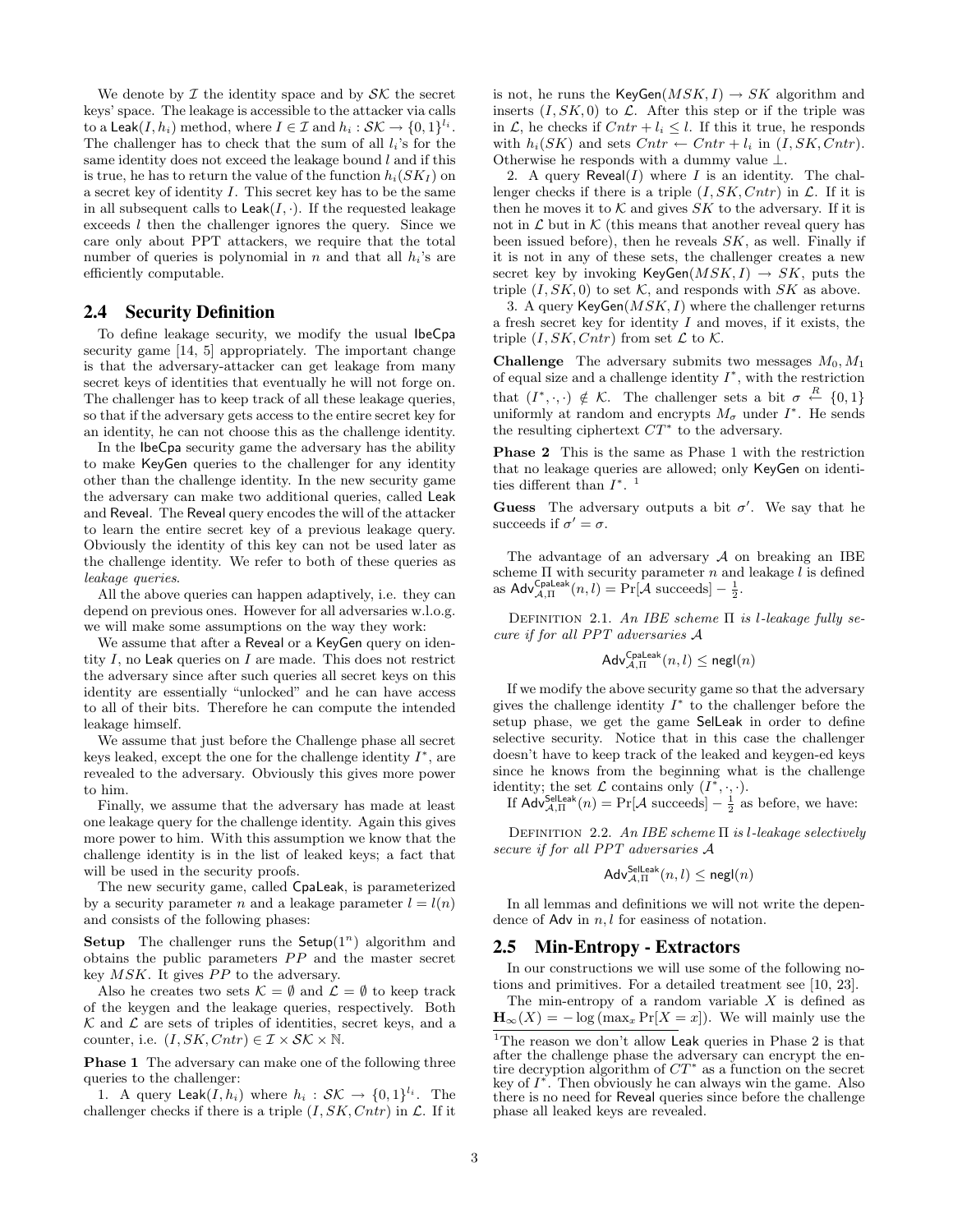We denote by $\mathcal{I}$ the identity space and by $\mathcal{SK}$ the secret keys' space. The leakage is accessible to the attacker via calls to a $\mathsf{Leak}(I, h_i)$ method, where $I \in \mathcal{I}$ and $h_i : \mathcal{SK} \to \{0,1\}^{l_i}$. The challenger has to check that the sum of all $l_i$'s for the same identity does not exceed the leakage bound $l$ and if this is true, he has to return the value of the function $h_i(SK_I)$ on a secret key of identity $I$. This secret key has to be the same in all subsequent calls to $\mathsf{Leak}(I, \cdot)$. If the requested leakage exceeds $l$ then the challenger ignores the query. Since we care only about PPT attackers, we require that the total number of queries is polynomial in $n$ and that all $h_i$'s are efficiently computable.

## 2.4 Security Definition

To define leakage security, we modify the usual IbeCpa security game [14, 5] appropriately. The important change is that the adversary-attacker can get leakage from many secret keys of identities that eventually he will not forge on. The challenger has to keep track of all these leakage queries, so that if the adversary gets access to the entire secret key for an identity, he can not choose this as the challenge identity.

In the IbeCpa security game the adversary has the ability to make KeyGen queries to the challenger for any identity other than the challenge identity. In the new security game the adversary can make two additional queries, called Leak and Reveal. The Reveal query encodes the will of the attacker to learn the entire secret key of a previous leakage query. Obviously the identity of this key can not be used later as the challenge identity. We refer to both of these queries as *leakage queries*.

All the above queries can happen adaptively, i.e. they can depend on previous ones. However for all adversaries w.l.o.g. we will make some assumptions on the way they work:

We assume that after a Reveal or a KeyGen query on identity $I$, no Leak queries on $I$ are made. This does not restrict the adversary since after such queries all secret keys on this identity are essentially "unlocked" and he can have access to all of their bits. Therefore he can compute the intended leakage himself.

We assume that just before the Challenge phase all secret keys leaked, except the one for the challenge identity $I^*$, are revealed to the adversary. Obviously this gives more power to him.

Finally, we assume that the adversary has made at least one leakage query for the challenge identity. Again this gives more power to him. With this assumption we know that the challenge identity is in the list of leaked keys; a fact that will be used in the security proofs.

The new security game, called CpaLeak, is parameterized by a security parameter $n$ and a leakage parameter $l = l(n)$ and consists of the following phases:

**Setup** The challenger runs the $\mathsf{Setup}(1^n)$ algorithm and obtains the public parameters $PP$ and the master secret key $MSK$. It gives $PP$ to the adversary.

Also he creates two sets $\mathcal{K} = \emptyset$ and $\mathcal{L} = \emptyset$ to keep track of the keygen and the leakage queries, respectively. Both $\mathcal{K}$ and $\mathcal{L}$ are sets of triples of identities, secret keys, and a counter, i.e. $(I, SK, Cntr) \in \mathcal{I} \times \mathcal{SK} \times \mathbb{N}$.

**Phase 1** The adversary can make one of the following three queries to the challenger:

1. A query $\mathsf{Leak}(I, h_i)$ where $h_i : \mathcal{SK} \to \{0,1\}^{l_i}$. The challenger checks if there is a triple $(I, SK, Cntr)$ in $\mathcal{L}$. If it is not, he runs the $\mathsf{KeyGen}(MSK, I) \to SK$ algorithm and inserts $(I, SK, 0)$ to $\mathcal{L}$. After this step or if the triple was in $\mathcal{L}$, he checks if $Cntr + l_i \le l$. If this it true, he responds with $h_i(SK)$ and sets $Cntr \leftarrow Cntr + l_i$ in $(I, SK, Cntr)$. Otherwise he responds with a dummy value $\perp$.

2. A query $\mathsf{Reveal}(I)$ where $I$ is an identity. The challenger checks if there is a triple $(I, SK, Cntr)$ in $\mathcal{L}$. If it is then he moves it to $\mathcal{K}$ and gives $SK$ to the adversary. If it is not in $\mathcal{L}$ but in $\mathcal{K}$ (this means that another reveal query has been issued before), then he reveals $SK$, as well. Finally if it is not in any of these sets, the challenger creates a new secret key by invoking $\mathsf{KeyGen}(MSK, I) \to SK$, puts the triple $(I, SK, 0)$ to set $\mathcal{K}$, and responds with $SK$ as above.

3. A query $\mathsf{KeyGen}(MSK, I)$ where the challenger returns a fresh secret key for identity $I$ and moves, if it exists, the triple $(I, SK, Cntr)$ from set $\mathcal{L}$ to $\mathcal{K}$.

**Challenge** The adversary submits two messages $M_0, M_1$ of equal size and a challenge identity $I^*$, with the restriction that $(I^*, \cdot, \cdot) \notin \mathcal{K}$. The challenger sets a bit $\sigma \xleftarrow{R} \{0,1\}$ uniformly at random and encrypts $M_\sigma$ under $I^*$. He sends the resulting ciphertext $CT^*$ to the adversary.

**Phase 2** This is the same as Phase 1 with the restriction that no leakage queries are allowed; only KeyGen on identities different than $I^*$. [1]

**Guess** The adversary outputs a bit $\sigma'$. We say that he succeeds if $\sigma' = \sigma$.

The advantage of an adversary $\mathcal{A}$ on breaking an IBE scheme $\Pi$ with security parameter $n$ and leakage $l$ is defined as $\mathsf{Adv}^{\mathsf{CpaLeak}}_{\mathcal{A},\Pi}(n, l) = \Pr[\mathcal{A} \text{ succeeds}] - \frac{1}{2}$.

Definition 2.1. *An IBE scheme $\Pi$ is $l$-leakage fully secure if for all PPT adversaries $\mathcal{A}$*

$$\mathsf{Adv}^{\mathsf{CpaLeak}}_{\mathcal{A},\Pi}(n, l) \le \mathsf{negl}(n)$$

If we modify the above security game so that the adversary gives the challenge identity $I^*$ to the challenger before the setup phase, we get the game SelLeak in order to define selective security. Notice that in this case the challenger doesn't have to keep track of the leaked and keygen-ed keys since he knows from the beginning what is the challenge identity; the set $\mathcal{L}$ contains only $(I^*, \cdot, \cdot)$.

If $\mathsf{Adv}^{\mathsf{SelLeak}}_{\mathcal{A},\Pi}(n) = \Pr[\mathcal{A} \text{ succeeds}] - \frac{1}{2}$ as before, we have:

Definition 2.2. *An IBE scheme $\Pi$ is $l$-leakage selectively secure if for all PPT adversaries $\mathcal{A}$*

$$\mathsf{Adv}^{\mathsf{SelLeak}}_{\mathcal{A},\Pi}(n) \le \mathsf{negl}(n)$$

In all lemmas and definitions we will not write the dependence of $\mathsf{Adv}$ in $n, l$ for easiness of notation.

## 2.5 Min-Entropy - Extractors

In our constructions we will use some of the following notions and primitives. For a detailed treatment see [10, 23].

The min-entropy of a random variable $X$ is defined as $\mathbf{H}_\infty(X) = -\log(\max_x \Pr[X = x])$. We will mainly use the

---

[1] The reason we don't allow Leak queries in Phase 2 is that after the challenge phase the adversary can encrypt the entire decryption algorithm of $CT^*$ as a function on the secret key of $I^*$. Then obviously he can always win the game. Also there is no need for Reveal queries since before the challenge phase all leaked keys are revealed.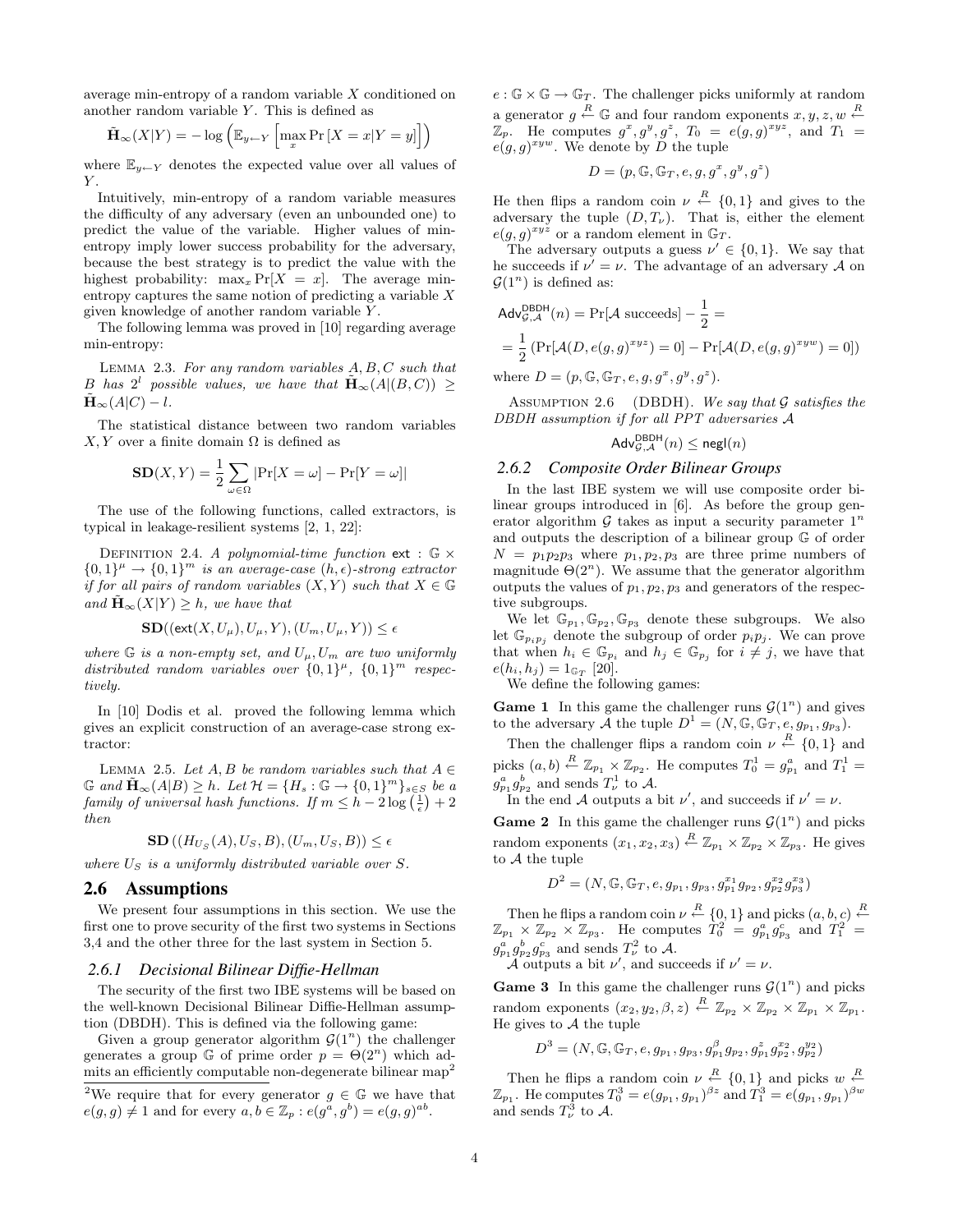average min-entropy of a random variable $X$ conditioned on another random variable $Y$. This is defined as

$$\tilde{\mathbf{H}}_\infty(X|Y) = -\log\left(\mathbb{E}_{y\leftarrow Y}\left[\max_x \Pr\left[X = x|Y = y\right]\right]\right)$$

where $\mathbb{E}_{y\leftarrow Y}$ denotes the expected value over all values of $Y$.

Intuitively, min-entropy of a random variable measures the difficulty of any adversary (even an unbounded one) to predict the value of the variable. Higher values of min-entropy imply lower success probability for the adversary, because the best strategy is to predict the value with the highest probability: $\max_x \Pr[X = x]$. The average min-entropy captures the same notion of predicting a variable $X$ given knowledge of another random variable $Y$.

The following lemma was proved in [10] regarding average min-entropy:

Lemma 2.3. *For any random variables $A, B, C$ such that $B$ has $2^l$ possible values, we have that $\tilde{\mathbf{H}}_\infty(A|(B,C)) \geq \tilde{\mathbf{H}}_\infty(A|C) - l$.*

The statistical distance between two random variables $X, Y$ over a finite domain $\Omega$ is defined as

$$\mathbf{SD}(X,Y) = \frac{1}{2}\sum_{\omega\in\Omega}\left|\Pr[X = \omega] - \Pr[Y = \omega]\right|$$

The use of the following functions, called extractors, is typical in leakage-resilient systems [2, 1, 22]:

Definition 2.4. *A polynomial-time function $\mathsf{ext} : \mathbb{G} \times \{0,1\}^\mu \rightarrow \{0,1\}^m$ is an average-case $(h, \epsilon)$-strong extractor if for all pairs of random variables $(X, Y)$ such that $X \in \mathbb{G}$ and $\tilde{\mathbf{H}}_\infty(X|Y) \geq h$, we have that*

$$\mathbf{SD}((\mathsf{ext}(X, U_\mu), U_\mu, Y), (U_m, U_\mu, Y)) \leq \epsilon$$

*where $\mathbb{G}$ is a non-empty set, and $U_\mu, U_m$ are two uniformly distributed random variables over $\{0,1\}^\mu$, $\{0,1\}^m$ respectively.*

In [10] Dodis et al. proved the following lemma which gives an explicit construction of an average-case strong extractor:

Lemma 2.5. *Let $A, B$ be random variables such that $A \in \mathbb{G}$ and $\tilde{\mathbf{H}}_\infty(A|B) \geq h$. Let $\mathcal{H} = \{H_s : \mathbb{G} \rightarrow \{0,1\}^m\}_{s\in S}$ be a family of universal hash functions. If $m \leq h - 2\log\left(\frac{1}{\epsilon}\right) + 2$ then*

$$\mathbf{SD}\left((H_{U_S}(A), U_S, B), (U_m, U_S, B)\right) \leq \epsilon$$

*where $U_S$ is a uniformly distributed variable over $S$.*

## 2.6 Assumptions

We present four assumptions in this section. We use the first one to prove security of the first two systems in Sections 3,4 and the other three for the last system in Section 5.

### 2.6.1 Decisional Bilinear Diffie-Hellman

The security of the first two IBE systems will be based on the well-known Decisional Bilinear Diffie-Hellman assumption (DBDH). This is defined via the following game:

Given a group generator algorithm $\mathcal{G}(1^n)$ the challenger generates a group $\mathbb{G}$ of prime order $p = \Theta(2^n)$ which admits an efficiently computable non-degenerate bilinear map[2] $e : \mathbb{G} \times \mathbb{G} \rightarrow \mathbb{G}_T$. The challenger picks uniformly at random a generator $g \xleftarrow{R} \mathbb{G}$ and four random exponents $x, y, z, w \xleftarrow{R} \mathbb{Z}_p$. He computes $g^x, g^y, g^z$, $T_0 = e(g,g)^{xyz}$, and $T_1 = e(g,g)^{xyw}$. We denote by $D$ the tuple

$$D = (p, \mathbb{G}, \mathbb{G}_T, e, g, g^x, g^y, g^z)$$

He then flips a random coin $\nu \xleftarrow{R} \{0,1\}$ and gives to the adversary the tuple $(D, T_\nu)$. That is, either the element $e(g,g)^{xyz}$ or a random element in $\mathbb{G}_T$.

The adversary outputs a guess $\nu' \in \{0,1\}$. We say that he succeeds if $\nu' = \nu$. The advantage of an adversary $\mathcal{A}$ on $\mathcal{G}(1^n)$ is defined as:

$$\mathsf{Adv}^{\mathsf{DBDH}}_{\mathcal{G},\mathcal{A}}(n) = \Pr[\mathcal{A} \text{ succeeds}] - \frac{1}{2} =$$

$$= \frac{1}{2}\left(\Pr[\mathcal{A}(D, e(g,g)^{xyz}) = 0] - \Pr[\mathcal{A}(D, e(g,g)^{xyw}) = 0]\right)$$

where $D = (p, \mathbb{G}, \mathbb{G}_T, e, g, g^x, g^y, g^z)$.

Assumption 2.6 (DBDH). *We say that $\mathcal{G}$ satisfies the DBDH assumption if for all PPT adversaries $\mathcal{A}$*

$$\mathsf{Adv}^{\mathsf{DBDH}}_{\mathcal{G},\mathcal{A}}(n) \leq \mathsf{negl}(n)$$

### 2.6.2 Composite Order Bilinear Groups

In the last IBE system we will use composite order bilinear groups introduced in [6]. As before the group generator algorithm $\mathcal{G}$ takes as input a security parameter $1^n$ and outputs the description of a bilinear group $\mathbb{G}$ of order $N = p_1p_2p_3$ where $p_1, p_2, p_3$ are three prime numbers of magnitude $\Theta(2^n)$. We assume that the generator algorithm outputs the values of $p_1, p_2, p_3$ and generators of the respective subgroups.

We let $\mathbb{G}_{p_1}, \mathbb{G}_{p_2}, \mathbb{G}_{p_3}$ denote these subgroups. We also let $\mathbb{G}_{p_ip_j}$ denote the subgroup of order $p_ip_j$. We can prove that when $h_i \in \mathbb{G}_{p_i}$ and $h_j \in \mathbb{G}_{p_j}$ for $i \neq j$, we have that $e(h_i, h_j) = 1_{\mathbb{G}_T}$ [20].

We define the following games:

**Game 1** In this game the challenger runs $\mathcal{G}(1^n)$ and gives to the adversary $\mathcal{A}$ the tuple $D^1 = (N, \mathbb{G}, \mathbb{G}_T, e, g_{p_1}, g_{p_3})$.

Then the challenger flips a random coin $\nu \xleftarrow{R} \{0,1\}$ and picks $(a, b) \xleftarrow{R} \mathbb{Z}_{p_1} \times \mathbb{Z}_{p_2}$. He computes $T_0^1 = g_{p_1}^a$ and $T_1^1 = g_{p_1}^a g_{p_2}^b$ and sends $T_\nu^1$ to $\mathcal{A}$.

In the end $\mathcal{A}$ outputs a bit $\nu'$, and succeeds if $\nu' = \nu$.

**Game 2** In this game the challenger runs $\mathcal{G}(1^n)$ and picks random exponents $(x_1, x_2, x_3) \xleftarrow{R} \mathbb{Z}_{p_1} \times \mathbb{Z}_{p_2} \times \mathbb{Z}_{p_3}$. He gives to $\mathcal{A}$ the tuple

$$D^2 = (N, \mathbb{G}, \mathbb{G}_T, e, g_{p_1}, g_{p_3}, g_{p_1}^{x_1}g_{p_2}, g_{p_2}^{x_2}g_{p_3}^{x_3})$$

Then he flips a random coin $\nu \xleftarrow{R} \{0,1\}$ and picks $(a, b, c) \xleftarrow{R} \mathbb{Z}_{p_1} \times \mathbb{Z}_{p_2} \times \mathbb{Z}_{p_3}$. He computes $T_0^2 = g_{p_1}^a g_{p_3}^c$ and $T_1^2 = g_{p_1}^a g_{p_2}^b g_{p_3}^c$ and sends $T_\nu^2$ to $\mathcal{A}$.

$\mathcal{A}$ outputs a bit $\nu'$, and succeeds if $\nu' = \nu$.

**Game 3** In this game the challenger runs $\mathcal{G}(1^n)$ and picks random exponents $(x_2, y_2, \beta, z) \xleftarrow{R} \mathbb{Z}_{p_2} \times \mathbb{Z}_{p_2} \times \mathbb{Z}_{p_1} \times \mathbb{Z}_{p_1}$. He gives to $\mathcal{A}$ the tuple

$$D^3 = (N, \mathbb{G}, \mathbb{G}_T, e, g_{p_1}, g_{p_3}, g_{p_1}^\beta g_{p_2}, g_{p_1}^z g_{p_2}^{x_2}, g_{p_2}^{y_2})$$

Then he flips a random coin $\nu \xleftarrow{R} \{0,1\}$ and picks $w \xleftarrow{R} \mathbb{Z}_{p_1}$. He computes $T_0^3 = e(g_{p_1}, g_{p_1})^{\beta z}$ and $T_1^3 = e(g_{p_1}, g_{p_1})^{\beta w}$ and sends $T_\nu^3$ to $\mathcal{A}$.

[2] We require that for every generator $g \in \mathbb{G}$ we have that $e(g,g) \neq 1$ and for every $a, b \in \mathbb{Z}_p : e(g^a, g^b) = e(g,g)^{ab}$.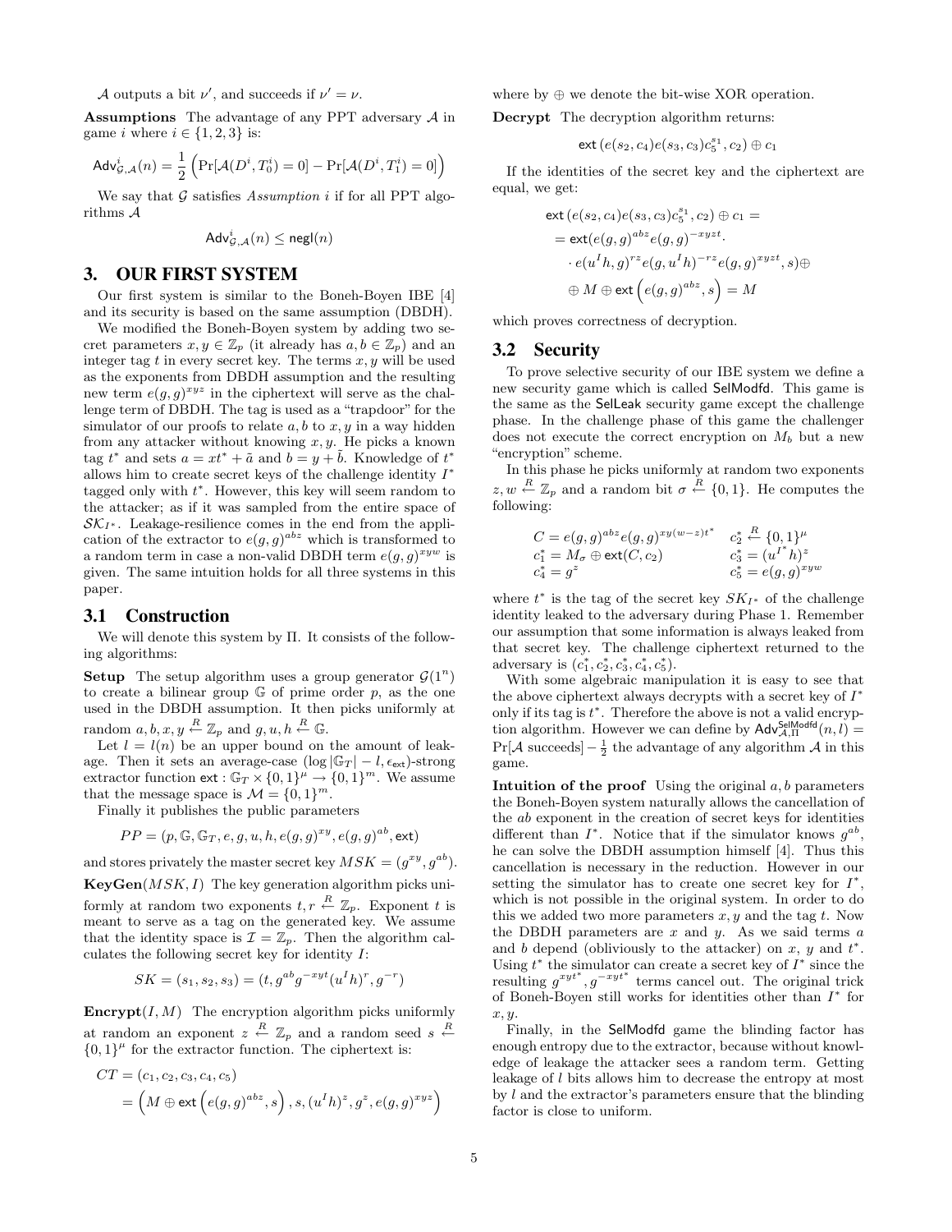$\mathcal{A}$ outputs a bit $\nu'$, and succeeds if $\nu' = \nu$.

**Assumptions** The advantage of any PPT adversary $\mathcal{A}$ in game $i$ where $i \in \{1, 2, 3\}$ is:

$$\mathsf{Adv}^i_{\mathcal{G},\mathcal{A}}(n) = \frac{1}{2}\left(\Pr[\mathcal{A}(D^i, T^i_0) = 0] - \Pr[\mathcal{A}(D^i, T^i_1) = 0]\right)$$

We say that $\mathcal{G}$ satisfies *Assumption i* if for all PPT algorithms $\mathcal{A}$

$$\mathsf{Adv}^i_{\mathcal{G},\mathcal{A}}(n) \leq \mathsf{negl}(n)$$

# 3. OUR FIRST SYSTEM

Our first system is similar to the Boneh-Boyen IBE [4] and its security is based on the same assumption (DBDH).

We modified the Boneh-Boyen system by adding two secret parameters $x, y \in \mathbb{Z}_p$ (it already has $a, b \in \mathbb{Z}_p$) and an integer tag $t$ in every secret key. The terms $x, y$ will be used as the exponents from DBDH assumption and the resulting new term $e(g, g)^{xyz}$ in the ciphertext will serve as the challenge term of DBDH. The tag is used as a "trapdoor" for the simulator of our proofs to relate $a, b$ to $x, y$ in a way hidden from any attacker without knowing $x, y$. He picks a known tag $t^*$ and sets $a = xt^* + \tilde{a}$ and $b = y + \tilde{b}$. Knowledge of $t^*$ allows him to create secret keys of the challenge identity $I^*$ tagged only with $t^*$. However, this key will seem random to the attacker; as if it was sampled from the entire space of $\mathcal{SK}_{I^*}$. Leakage-resilience comes in the end from the application of the extractor to $e(g, g)^{abz}$ which is transformed to a random term in case a non-valid DBDH term $e(g, g)^{xyw}$ is given. The same intuition holds for all three systems in this paper.

## 3.1 Construction

We will denote this system by $\Pi$. It consists of the following algorithms:

**Setup** The setup algorithm uses a group generator $\mathcal{G}(1^n)$ to create a bilinear group $\mathbb{G}$ of prime order $p$, as the one used in the DBDH assumption. It then picks uniformly at random $a, b, x, y \xleftarrow{R} \mathbb{Z}_p$ and $g, u, h \xleftarrow{R} \mathbb{G}$.

Let $l = l(n)$ be an upper bound on the amount of leakage. Then it sets an average-case $(\log|\mathbb{G}_T| - l, \epsilon_{\mathsf{ext}})$-strong extractor function $\mathsf{ext} : \mathbb{G}_T \times \{0,1\}^\mu \to \{0,1\}^m$. We assume that the message space is $\mathcal{M} = \{0,1\}^m$.

Finally it publishes the public parameters

$$PP = (p, \mathbb{G}, \mathbb{G}_T, e, g, u, h, e(g, g)^{xy}, e(g, g)^{ab}, \mathsf{ext})$$

and stores privately the master secret key $MSK = (g^{xy}, g^{ab})$.

**KeyGen**$(MSK, I)$ The key generation algorithm picks uniformly at random two exponents $t, r \xleftarrow{R} \mathbb{Z}_p$. Exponent $t$ is meant to serve as a tag on the generated key. We assume that the identity space is $\mathcal{I} = \mathbb{Z}_p$. Then the algorithm calculates the following secret key for identity $I$:

$$SK = (s_1, s_2, s_3) = (t, g^{ab}g^{-xyt}(u^I h)^r, g^{-r})$$

**Encrypt**$(I, M)$ The encryption algorithm picks uniformly at random an exponent $z \xleftarrow{R} \mathbb{Z}_p$ and a random seed $s \xleftarrow{R} \{0,1\}^\mu$ for the extractor function. The ciphertext is:

$$\begin{aligned} CT &= (c_1, c_2, c_3, c_4, c_5) \\ &= \left(M \oplus \mathsf{ext}\left(e(g,g)^{abz}, s\right), s, (u^I h)^z, g^z, e(g,g)^{xyz}\right) \end{aligned}$$

where by $\oplus$ we denote the bit-wise XOR operation.

**Decrypt** The decryption algorithm returns:

$$\mathsf{ext}\left(e(s_2, c_4)e(s_3, c_3)c_5^{s_1}, c_2\right) \oplus c_1$$

If the identities of the secret key and the ciphertext are equal, we get:

$$\begin{aligned} &\mathsf{ext}\left(e(s_2, c_4)e(s_3, c_3)c_5^{s_1}, c_2\right) \oplus c_1 = \\ &= \mathsf{ext}(e(g,g)^{abz}e(g,g)^{-xyzt} \cdot \\ &\quad \cdot e(u^I h, g)^{rz}e(g, u^I h)^{-rz}e(g,g)^{xyzt}, s) \oplus \\ &\quad \oplus M \oplus \mathsf{ext}\left(e(g,g)^{abz}, s\right) = M \end{aligned}$$

which proves correctness of decryption.

## 3.2 Security

To prove selective security of our IBE system we define a new security game which is called SelModfd. This game is the same as the SelLeak security game except the challenge phase. In the challenge phase of this game the challenger does not execute the correct encryption on $M_b$ but a new "encryption" scheme.

In this phase he picks uniformly at random two exponents $z, w \xleftarrow{R} \mathbb{Z}_p$ and a random bit $\sigma \xleftarrow{R} \{0,1\}$. He computes the following:

$$\begin{array}{ll} C = e(g,g)^{abz}e(g,g)^{xy(w-z)t^*} & c_2^* \xleftarrow{R} \{0,1\}^\mu \\ c_1^* = M_\sigma \oplus \mathsf{ext}(C, c_2) & c_3^* = (u^{I^*}h)^z \\ c_4^* = g^z & c_5^* = e(g,g)^{xyw} \end{array}$$

where $t^*$ is the tag of the secret key $SK_{I^*}$ of the challenge identity leaked to the adversary during Phase 1. Remember our assumption that some information is always leaked from that secret key. The challenge ciphertext returned to the adversary is $(c_1^*, c_2^*, c_3^*, c_4^*, c_5^*)$.

With some algebraic manipulation it is easy to see that the above ciphertext always decrypts with a secret key of $I^*$ only if its tag is $t^*$. Therefore the above is not a valid encryption algorithm. However we can define by $\mathsf{Adv}^{\mathsf{SelModfd}}_{\mathcal{A},\Pi}(n, l) = \Pr[\mathcal{A} \text{ succeeds}] - \frac{1}{2}$ the advantage of any algorithm $\mathcal{A}$ in this game.

**Intuition of the proof** Using the original $a, b$ parameters the Boneh-Boyen system naturally allows the cancellation of the $ab$ exponent in the creation of secret keys for identities different than $I^*$. Notice that if the simulator knows $g^{ab}$, he can solve the DBDH assumption himself [4]. Thus this cancellation is necessary in the reduction. However in our setting the simulator has to create one secret key for $I^*$, which is not possible in the original system. In order to do this we added two more parameters $x, y$ and the tag $t$. Now the DBDH parameters are $x$ and $y$. As we said terms $a$ and $b$ depend (obliviously to the attacker) on $x$, $y$ and $t^*$. Using $t^*$ the simulator can create a secret key of $I^*$ since the resulting $g^{xyt^*}, g^{-xyt^*}$ terms cancel out. The original trick of Boneh-Boyen still works for identities other than $I^*$ for $x, y$.

Finally, in the SelModfd game the blinding factor has enough entropy due to the extractor, because without knowledge of leakage the attacker sees a random term. Getting leakage of $l$ bits allows him to decrease the entropy at most by $l$ and the extractor's parameters ensure that the blinding factor is close to uniform.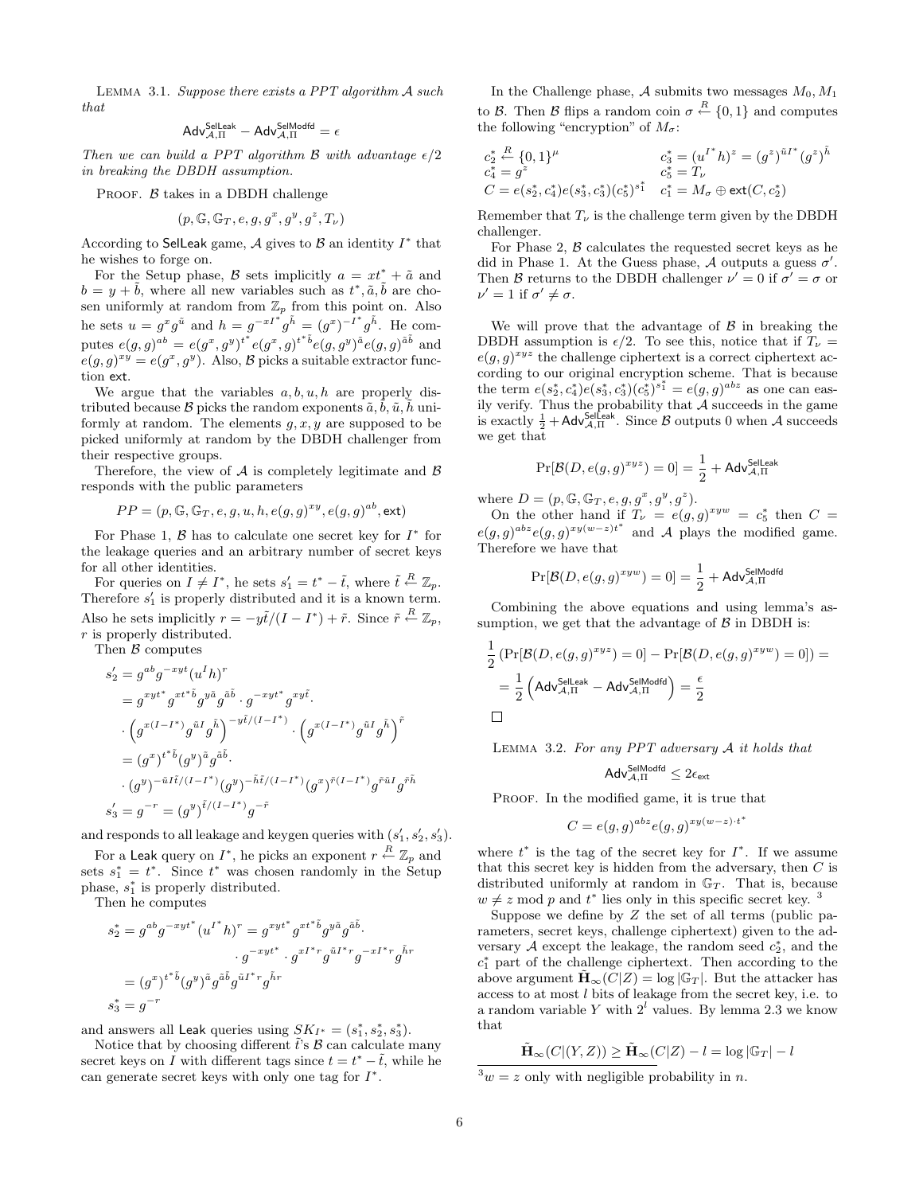LEMMA 3.1. *Suppose there exists a PPT algorithm $\mathcal{A}$ such that*

$$\mathsf{Adv}^{\mathsf{SelLeak}}_{\mathcal{A},\Pi} - \mathsf{Adv}^{\mathsf{SelModfd}}_{\mathcal{A},\Pi} = \epsilon$$

*Then we can build a PPT algorithm $\mathcal{B}$ with advantage $\epsilon/2$ in breaking the DBDH assumption.*

PROOF. $\mathcal{B}$ takes in a DBDH challenge

$$(p, \mathbb{G}, \mathbb{G}_T, e, g, g^x, g^y, g^z, T_\nu)$$

According to $\mathsf{SelLeak}$ game, $\mathcal{A}$ gives to $\mathcal{B}$ an identity $I^*$ that he wishes to forge on.

For the Setup phase, $\mathcal{B}$ sets implicitly $a = xt^* + \tilde{a}$ and $b = y + \tilde{b}$, where all new variables such as $t^*, \tilde{a}, \tilde{b}$ are chosen uniformly at random from $\mathbb{Z}_p$ from this point on. Also he sets $u = g^x g^{\tilde{u}}$ and $h = g^{-xI^*} g^{\tilde{h}} = (g^x)^{-I^*} g^{\tilde{h}}$. He computes $e(g,g)^{ab} = e(g^x, g^y)^{t^*} e(g^x, g)^{t^* \tilde{b}} e(g, g^y)^{\tilde{a}} e(g,g)^{\tilde{a}\tilde{b}}$ and $e(g,g)^{xy} = e(g^x, g^y)$. Also, $\mathcal{B}$ picks a suitable extractor function $\mathsf{ext}$.

We argue that the variables $a, b, u, h$ are properly distributed because $\mathcal{B}$ picks the random exponents $\tilde{a}, \tilde{b}, \tilde{u}, \tilde{h}$ uniformly at random. The elements $g, x, y$ are supposed to be picked uniformly at random by the DBDH challenger from their respective groups.

Therefore, the view of $\mathcal{A}$ is completely legitimate and $\mathcal{B}$ responds with the public parameters

$$PP = (p, \mathbb{G}, \mathbb{G}_T, e, g, u, h, e(g,g)^{xy}, e(g,g)^{ab}, \mathsf{ext})$$

For Phase 1, $\mathcal{B}$ has to calculate one secret key for $I^*$ for the leakage queries and an arbitrary number of secret keys for all other identities.

For queries on $I \neq I^*$, he sets $s_1' = t^* - \tilde{t}$, where $\tilde{t} \xleftarrow{R} \mathbb{Z}_p$. Therefore $s_1'$ is properly distributed and it is a known term. Also he sets implicitly $r = -y\tilde{t}/(I - I^*) + \tilde{r}$. Since $\tilde{r} \xleftarrow{R} \mathbb{Z}_p$, $r$ is properly distributed.

Then $\mathcal{B}$ computes

$$\begin{aligned}
s_2' &= g^{ab} g^{-xyt} (u^I h)^r \\
&= g^{xyt^*} g^{xt^*\tilde{b}} g^{y\tilde{a}} g^{\tilde{a}\tilde{b}} \cdot g^{-xyt^*} g^{xy\tilde{t}} \cdot \\
&\cdot \left(g^{x(I-I^*)} g^{\tilde{u}I} g^{\tilde{h}}\right)^{-y\tilde{t}/(I-I^*)} \cdot \left(g^{x(I-I^*)} g^{\tilde{u}I} g^{\tilde{h}}\right)^{\tilde{r}} \\
&= (g^x)^{t^*\tilde{b}} (g^y)^{\tilde{a}} g^{\tilde{a}\tilde{b}} \cdot \\
&\cdot (g^y)^{-\tilde{u}I\tilde{t}/(I-I^*)} (g^y)^{-\tilde{h}\tilde{t}/(I-I^*)} (g^x)^{\tilde{r}(I-I^*)} g^{\tilde{r}\tilde{u}I} g^{\tilde{r}\tilde{h}} \\
s_3' &= g^{-r} = (g^y)^{\tilde{t}/(I-I^*)} g^{-\tilde{r}}
\end{aligned}$$

and responds to all leakage and keygen queries with $(s_1', s_2', s_3')$.

For a $\mathsf{Leak}$ query on $I^*$, he picks an exponent $r \xleftarrow{R} \mathbb{Z}_p$ and sets $s_1^* = t^*$. Since $t^*$ was chosen randomly in the Setup phase, $s_1^*$ is properly distributed.

Then he computes

$$\begin{aligned}
s_2^* &= g^{ab} g^{-xyt^*} (u^{I^*} h)^r = g^{xyt^*} g^{xt^*\tilde{b}} g^{y\tilde{a}} g^{\tilde{a}\tilde{b}} \cdot \\
&\quad \cdot g^{-xyt^*} \cdot g^{xI^*r} g^{\tilde{u}I^*r} g^{-xI^*r} g^{\tilde{h}r} \\
&= (g^x)^{t^*\tilde{b}} (g^y)^{\tilde{a}} g^{\tilde{a}\tilde{b}} g^{\tilde{u}I^*r} g^{\tilde{h}r} \\
s_3^* &= g^{-r}
\end{aligned}$$

and answers all $\mathsf{Leak}$ queries using $SK_{I^*} = (s_1^*, s_2^*, s_3^*)$.

Notice that by choosing different $\tilde{t}$'s $\mathcal{B}$ can calculate many secret keys on $I$ with different tags since $t = t^* - \tilde{t}$, while he can generate secret keys with only one tag for $I^*$.

In the Challenge phase, $\mathcal{A}$ submits two messages $M_0, M_1$ to $\mathcal{B}$. Then $\mathcal{B}$ flips a random coin $\sigma \xleftarrow{R} \{0,1\}$ and computes the following "encryption" of $M_\sigma$:

$$\begin{array}{ll}
c_2^* \xleftarrow{R} \{0,1\}^\mu & c_3^* = (u^{I^*} h)^z = (g^z)^{\tilde{u}I^*} (g^z)^{\tilde{h}} \\
c_4^* = g^z & c_5^* = T_\nu \\
C = e(s_2^*, c_4^*) e(s_3^*, c_3^*) (c_5^*)^{s_1^*} & c_1^* = M_\sigma \oplus \mathsf{ext}(C, c_2^*)
\end{array}$$

Remember that $T_\nu$ is the challenge term given by the DBDH challenger.

For Phase 2, $\mathcal{B}$ calculates the requested secret keys as he did in Phase 1. At the Guess phase, $\mathcal{A}$ outputs a guess $\sigma'$. Then $\mathcal{B}$ returns to the DBDH challenger $\nu' = 0$ if $\sigma' = \sigma$ or $\nu' = 1$ if $\sigma' \neq \sigma$.

We will prove that the advantage of $\mathcal{B}$ in breaking the DBDH assumption is $\epsilon/2$. To see this, notice that if $T_\nu = e(g,g)^{xyz}$ the challenge ciphertext is a correct ciphertext according to our original encryption scheme. That is because the term $e(s_2^*, c_4^*) e(s_3^*, c_3^*) (c_5^*)^{s_1^*} = e(g,g)^{abz}$ as one can easily verify. Thus the probability that $\mathcal{A}$ succeeds in the game is exactly $\frac{1}{2} + \mathsf{Adv}^{\mathsf{SelLeak}}_{\mathcal{A},\Pi}$. Since $\mathcal{B}$ outputs 0 when $\mathcal{A}$ succeeds we get that

$$\Pr[\mathcal{B}(D, e(g,g)^{xyz}) = 0] = \frac{1}{2} + \mathsf{Adv}^{\mathsf{SelLeak}}_{\mathcal{A},\Pi}$$

where $D = (p, \mathbb{G}, \mathbb{G}_T, e, g, g^x, g^y, g^z)$.

On the other hand if $T_\nu = e(g,g)^{xyw} = c_5^*$ then $C = e(g,g)^{abz} e(g,g)^{xy(w-z)t^*}$ and $\mathcal{A}$ plays the modified game. Therefore we have that

$$\Pr[\mathcal{B}(D, e(g,g)^{xyw}) = 0] = \frac{1}{2} + \mathsf{Adv}^{\mathsf{SelModfd}}_{\mathcal{A},\Pi}$$

Combining the above equations and using lemma's assumption, we get that the advantage of $\mathcal{B}$ in DBDH is:

$$\begin{aligned}
&\frac{1}{2}\left(\Pr[\mathcal{B}(D, e(g,g)^{xyz}) = 0] - \Pr[\mathcal{B}(D, e(g,g)^{xyw}) = 0]\right) = \\
&= \frac{1}{2}\left(\mathsf{Adv}^{\mathsf{SelLeak}}_{\mathcal{A},\Pi} - \mathsf{Adv}^{\mathsf{SelModfd}}_{\mathcal{A},\Pi}\right) = \frac{\epsilon}{2}
\end{aligned}$$

□

LEMMA 3.2. *For any PPT adversary $\mathcal{A}$ it holds that*

$$\mathsf{Adv}^{\mathsf{SelModfd}}_{\mathcal{A},\Pi} \leq 2\epsilon_{\mathsf{ext}}$$

PROOF. In the modified game, it is true that

$$C = e(g,g)^{abz} e(g,g)^{xy(w-z)\cdot t^*}$$

where $t^*$ is the tag of the secret key for $I^*$. If we assume that this secret key is hidden from the adversary, then $C$ is distributed uniformly at random in $\mathbb{G}_T$. That is, because $w \neq z \bmod p$ and $t^*$ lies only in this specific secret key. [3]

Suppose we define by $Z$ the set of all terms (public parameters, secret keys, challenge ciphertext) given to the adversary $\mathcal{A}$ except the leakage, the random seed $c_2^*$, and the $c_1^*$ part of the challenge ciphertext. Then according to the above argument $\tilde{\mathbf{H}}_\infty(C|Z) = \log|\mathbb{G}_T|$. But the attacker has access to at most $l$ bits of leakage from the secret key, i.e. to a random variable $Y$ with $2^l$ values. By lemma 2.3 we know that

$$\tilde{\mathbf{H}}_\infty(C|(Y,Z)) \geq \tilde{\mathbf{H}}_\infty(C|Z) - l = \log|\mathbb{G}_T| - l$$

[3] $w = z$ only with negligible probability in $n$.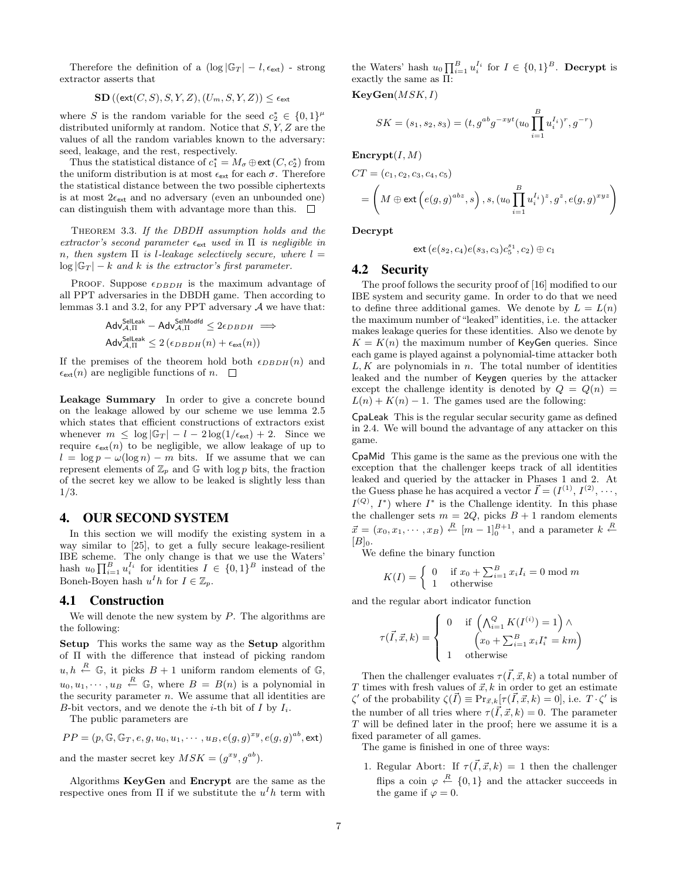Therefore the definition of a $(\log|\mathbb{G}_T| - l, \epsilon_{\mathsf{ext}})$ - strong extractor asserts that

$$\mathbf{SD}\left((\mathsf{ext}(C,S),S,Y,Z),(U_m,S,Y,Z)\right) \le \epsilon_{\mathsf{ext}}$$

where $S$ is the random variable for the seed $c_2^* \in \{0,1\}^\mu$ distributed uniformly at random. Notice that $S, Y, Z$ are the values of all the random variables known to the adversary: seed, leakage, and the rest, respectively.

Thus the statistical distance of $c_1^* = M_\sigma \oplus \mathsf{ext}(C, c_2^*)$ from the uniform distribution is at most $\epsilon_{\mathsf{ext}}$ for each $\sigma$. Therefore the statistical distance between the two possible ciphertexts is at most $2\epsilon_{\mathsf{ext}}$ and no adversary (even an unbounded one) can distinguish them with advantage more than this. □

THEOREM 3.3. *If the DBDH assumption holds and the extractor's second parameter $\epsilon_{\mathsf{ext}}$ used in $\Pi$ is negligible in $n$, then system $\Pi$ is $l$-leakage selectively secure, where $l = \log|\mathbb{G}_T| - k$ and $k$ is the extractor's first parameter.*

PROOF. Suppose $\epsilon_{DBDH}$ is the maximum advantage of all PPT adversaries in the DBDH game. Then according to lemmas 3.1 and 3.2, for any PPT adversary $\mathcal{A}$ we have that:

$$\mathsf{Adv}^{\mathsf{SelLeak}}_{\mathcal{A},\Pi} - \mathsf{Adv}^{\mathsf{SelModfd}}_{\mathcal{A},\Pi} \le 2\epsilon_{DBDH} \implies$$
$$\mathsf{Adv}^{\mathsf{SelLeak}}_{\mathcal{A},\Pi} \le 2\left(\epsilon_{DBDH}(n) + \epsilon_{\mathsf{ext}}(n)\right)$$

If the premises of the theorem hold both $\epsilon_{DBDH}(n)$ and $\epsilon_{\mathsf{ext}}(n)$ are negligible functions of $n$. □

**Leakage Summary** In order to give a concrete bound on the leakage allowed by our scheme we use lemma 2.5 which states that efficient constructions of extractors exist whenever $m \le \log|\mathbb{G}_T| - l - 2\log(1/\epsilon_{\mathsf{ext}}) + 2$. Since we require $\epsilon_{\mathsf{ext}}(n)$ to be negligible, we allow leakage of up to $l = \log p - \omega(\log n) - m$ bits. If we assume that we can represent elements of $\mathbb{Z}_p$ and $\mathbb{G}$ with $\log p$ bits, the fraction of the secret key we allow to be leaked is slightly less than 1/3.

# 4. OUR SECOND SYSTEM

In this section we will modify the existing system in a way similar to [25], to get a fully secure leakage-resilient IBE scheme. The only change is that we use the Waters' hash $u_0 \prod_{i=1}^B u_i^{I_i}$ for identities $I \in \{0,1\}^B$ instead of the Boneh-Boyen hash $u^I h$ for $I \in \mathbb{Z}_p$.

## 4.1 Construction

We will denote the new system by $P$. The algorithms are the following:

**Setup** This works the same way as the **Setup** algorithm of $\Pi$ with the difference that instead of picking random $u, h \xleftarrow{R} \mathbb{G}$, it picks $B+1$ uniform random elements of $\mathbb{G}$, $u_0, u_1, \cdots, u_B \xleftarrow{R} \mathbb{G}$, where $B = B(n)$ is a polynomial in the security parameter $n$. We assume that all identities are $B$-bit vectors, and we denote the $i$-th bit of $I$ by $I_i$.

The public parameters are

$$PP = (p, \mathbb{G}, \mathbb{G}_T, e, g, u_0, u_1, \cdots, u_B, e(g,g)^{xy}, e(g,g)^{ab}, \mathsf{ext})$$

and the master secret key $MSK = (g^{xy}, g^{ab})$.

Algorithms **KeyGen** and **Encrypt** are the same as the respective ones from $\Pi$ if we substitute the $u^I h$ term with the Waters' hash $u_0 \prod_{i=1}^B u_i^{I_i}$ for $I \in \{0,1\}^B$. **Decrypt** is exactly the same as $\Pi$:

**KeyGen**$(MSK, I)$

$$SK = (s_1, s_2, s_3) = (t, g^{ab} g^{-xyt} (u_0 \prod_{i=1}^B u_i^{I_i})^r, g^{-r})$$

**Encrypt**$(I, M)$

$$CT = (c_1, c_2, c_3, c_4, c_5)$$
$$= \left(M \oplus \mathsf{ext}\left(e(g,g)^{abz}, s\right), s, (u_0 \prod_{i=1}^B u_i^{I_i})^z, g^z, e(g,g)^{xyz}\right)$$

**Decrypt**

$$\mathsf{ext}\left(e(s_2, c_4) e(s_3, c_3) c_5^{s_1}, c_2\right) \oplus c_1$$

## 4.2 Security

The proof follows the security proof of [16] modified to our IBE system and security game. In order to do that we need to define three additional games. We denote by $L = L(n)$ the maximum number of "leaked" identities, i.e. the attacker makes leakage queries for these identities. Also we denote by $K = K(n)$ the maximum number of $\mathsf{KeyGen}$ queries. Since each game is played against a polynomial-time attacker both $L, K$ are polynomials in $n$. The total number of identities leaked and the number of $\mathsf{Keygen}$ queries by the attacker except the challenge identity is denoted by $Q = Q(n) = L(n) + K(n) - 1$. The games used are the following:

$\mathsf{CpaLeak}$ This is the regular secular security game as defined in 2.4. We will bound the advantage of any attacker on this game.

$\mathsf{CpaMid}$ This game is the same as the previous one with the exception that the challenger keeps track of all identities leaked and queried by the attacker in Phases 1 and 2. At the Guess phase he has acquired a vector $\vec{I} = (I^{(1)}, I^{(2)}, \cdots, I^{(Q)}, I^*)$ where $I^*$ is the Challenge identity. In this phase the challenger sets $m = 2Q$, picks $B+1$ random elements $\vec{x} = (x_0, x_1, \cdots, x_B) \xleftarrow{R} [m-1]_0^{B+1}$, and a parameter $k \xleftarrow{R} [B]_0$.

We define the binary function

$$K(I) = \begin{cases} 0 & \text{if } x_0 + \sum_{i=1}^B x_i I_i = 0 \bmod m \\ 1 & \text{otherwise} \end{cases}$$

and the regular abort indicator function

$$\tau(\vec{I}, \vec{x}, k) = \begin{cases} 0 & \text{if } \left(\bigwedge_{i=1}^Q K(I^{(i)}) = 1\right) \wedge \\ & \quad \left(x_0 + \sum_{i=1}^B x_i I_i^* = km\right) \\ 1 & \text{otherwise} \end{cases}$$

Then the challenger evaluates $\tau(\vec{I}, \vec{x}, k)$ a total number of $T$ times with fresh values of $\vec{x}, k$ in order to get an estimate $\zeta'$ of the probability $\zeta(\vec{I}) \equiv \Pr_{\vec{x},k}[\tau(\vec{I}, \vec{x}, k) = 0]$, i.e. $T \cdot \zeta'$ is the number of all tries where $\tau(\vec{I}, \vec{x}, k) = 0$. The parameter $T$ will be defined later in the proof; here we assume it is a fixed parameter of all games.

The game is finished in one of three ways:

1. Regular Abort: If $\tau(\vec{I}, \vec{x}, k) = 1$ then the challenger flips a coin $\varphi \xleftarrow{R} \{0,1\}$ and the attacker succeeds in the game if $\varphi = 0$.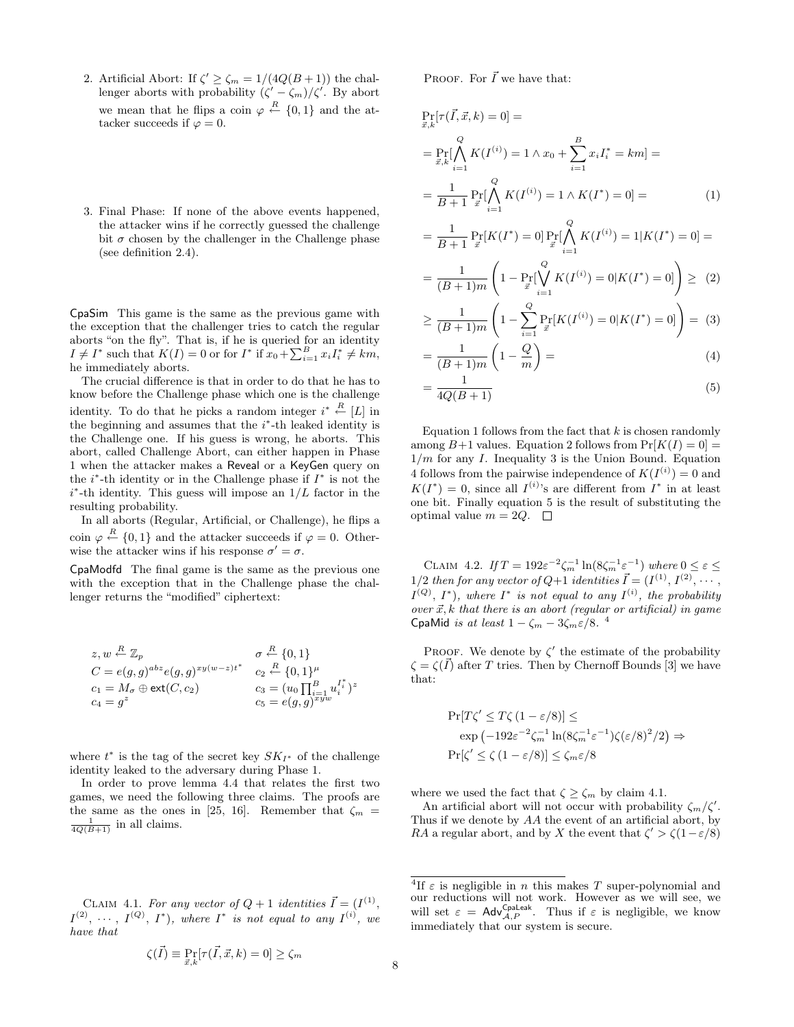2. Artificial Abort: If $\zeta' \geq \zeta_m = 1/(4Q(B+1))$ the challenger aborts with probability $(\zeta' - \zeta_m)/\zeta'$. By abort we mean that he flips a coin $\varphi \xleftarrow{R} \{0,1\}$ and the attacker succeeds if $\varphi = 0$.

3. Final Phase: If none of the above events happened, the attacker wins if he correctly guessed the challenge bit $\sigma$ chosen by the challenger in the Challenge phase (see definition 2.4).

CpaSim This game is the same as the previous game with the exception that the challenger tries to catch the regular aborts "on the fly". That is, if he is queried for an identity $I \neq I^*$ such that $K(I) = 0$ or for $I^*$ if $x_0 + \sum_{i=1}^{B} x_i I^*_i \neq km$, he immediately aborts.

The crucial difference is that in order to do that he has to know before the Challenge phase which one is the challenge identity. To do that he picks a random integer $i^* \xleftarrow{R} [L]$ in the beginning and assumes that the $i^*$-th leaked identity is the Challenge one. If his guess is wrong, he aborts. This abort, called Challenge Abort, can either happen in Phase 1 when the attacker makes a Reveal or a KeyGen query on the $i^*$-th identity or in the Challenge phase if $I^*$ is not the $i^*$-th identity. This guess will impose an $1/L$ factor in the resulting probability.

In all aborts (Regular, Artificial, or Challenge), he flips a coin $\varphi \xleftarrow{R} \{0,1\}$ and the attacker succeeds if $\varphi = 0$. Otherwise the attacker wins if his response $\sigma' = \sigma$.

CpaModfd The final game is the same as the previous one with the exception that in the Challenge phase the challenger returns the "modified" ciphertext:

$$
\begin{array}{ll}
z, w \xleftarrow{R} \mathbb{Z}_p & \sigma \xleftarrow{R} \{0,1\} \\
C = e(g,g)^{abz} e(g,g)^{xy(w-z)t^*} & c_2 \xleftarrow{R} \{0,1\}^{\mu} \\
c_1 = M_\sigma \oplus \mathsf{ext}(C, c_2) & c_3 = (u_0 \prod_{i=1}^{B} u_i^{I^*_i})^z \\
c_4 = g^z & c_5 = e(g,g)^{xyw}
\end{array}
$$

where $t^*$ is the tag of the secret key $SK_{I^*}$ of the challenge identity leaked to the adversary during Phase 1.

In order to prove lemma 4.4 that relates the first two games, we need the following three claims. The proofs are the same as the ones in [25, 16]. Remember that $\zeta_m = \frac{1}{4Q(B+1)}$ in all claims.

Claim 4.1. *For any vector of $Q+1$ identities $\vec{I} = (I^{(1)}, I^{(2)}, \cdots, I^{(Q)}, I^*)$, where $I^*$ is not equal to any $I^{(i)}$, we have that*

$$\zeta(\vec{I}) \equiv \Pr_{\vec{x},k}[\tau(\vec{I}, \vec{x}, k) = 0] \geq \zeta_m$$

Proof. For $\vec{I}$ we have that:

$$
\begin{aligned}
&\Pr_{\vec{x},k}[\tau(\vec{I}, \vec{x}, k) = 0] = \\
&= \Pr_{\vec{x},k}[\bigwedge_{i=1}^{Q} K(I^{(i)}) = 1 \wedge x_0 + \sum_{i=1}^{B} x_i I^*_i = km] = \\
&= \frac{1}{B+1} \Pr_{\vec{x}}[\bigwedge_{i=1}^{Q} K(I^{(i)}) = 1 \wedge K(I^*) = 0] = \quad (1) \\
&= \frac{1}{B+1} \Pr_{\vec{x}}[K(I^*) = 0] \Pr_{\vec{x}}[\bigwedge_{i=1}^{Q} K(I^{(i)}) = 1 | K(I^*) = 0] = \\
&= \frac{1}{(B+1)m} \left(1 - \Pr_{\vec{x}}[\bigvee_{i=1}^{Q} K(I^{(i)}) = 0 | K(I^*) = 0]\right) \geq \quad (2) \\
&\geq \frac{1}{(B+1)m} \left(1 - \sum_{i=1}^{Q} \Pr_{\vec{x}}[K(I^{(i)}) = 0 | K(I^*) = 0]\right) = \quad (3) \\
&= \frac{1}{(B+1)m} \left(1 - \frac{Q}{m}\right) = \quad (4) \\
&= \frac{1}{4Q(B+1)} \quad (5)
\end{aligned}
$$

Equation 1 follows from the fact that $k$ is chosen randomly among $B+1$ values. Equation 2 follows from $\Pr[K(I) = 0] = 1/m$ for any $I$. Inequality 3 is the Union Bound. Equation 4 follows from the pairwise independence of $K(I^{(i)}) = 0$ and $K(I^*) = 0$, since all $I^{(i)}$'s are different from $I^*$ in at least one bit. Finally equation 5 is the result of substituting the optimal value $m = 2Q$. □

Claim 4.2. *If $T = 192\varepsilon^{-2}\zeta_m^{-1}\ln(8\zeta_m^{-1}\varepsilon^{-1})$ where $0 \leq \varepsilon \leq 1/2$ then for any vector of $Q+1$ identities $\vec{I} = (I^{(1)}, I^{(2)}, \cdots, I^{(Q)}, I^*)$, where $I^*$ is not equal to any $I^{(i)}$, the probability over $\vec{x}, k$ that there is an abort (regular or artificial) in game* CpaMid *is at least $1 - \zeta_m - 3\zeta_m\varepsilon/8$.* [4]

Proof. We denote by $\zeta'$ the estimate of the probability $\zeta = \zeta(\vec{I})$ after $T$ tries. Then by Chernoff Bounds [3] we have that:

$$
\begin{aligned}
&\Pr[T\zeta' \leq T\zeta\,(1 - \varepsilon/8)] \leq \\
&\quad \exp\left(-192\varepsilon^{-2}\zeta_m^{-1}\ln(8\zeta_m^{-1}\varepsilon^{-1})\zeta(\varepsilon/8)^2/2\right) \Rightarrow \\
&\Pr[\zeta' \leq \zeta\,(1 - \varepsilon/8)] \leq \zeta_m\varepsilon/8
\end{aligned}
$$

where we used the fact that $\zeta \geq \zeta_m$ by claim 4.1.

An artificial abort will not occur with probability $\zeta_m/\zeta'$. Thus if we denote by $AA$ the event of an artificial abort, by $RA$ a regular abort, and by $X$ the event that $\zeta' > \zeta(1-\varepsilon/8)$

[4] If $\varepsilon$ is negligible in $n$ this makes $T$ super-polynomial and our reductions will not work. However as we will see, we will set $\varepsilon = \mathsf{Adv}^{\mathsf{CpaLeak}}_{\mathcal{A},P}$. Thus if $\varepsilon$ is negligible, we know immediately that our system is secure.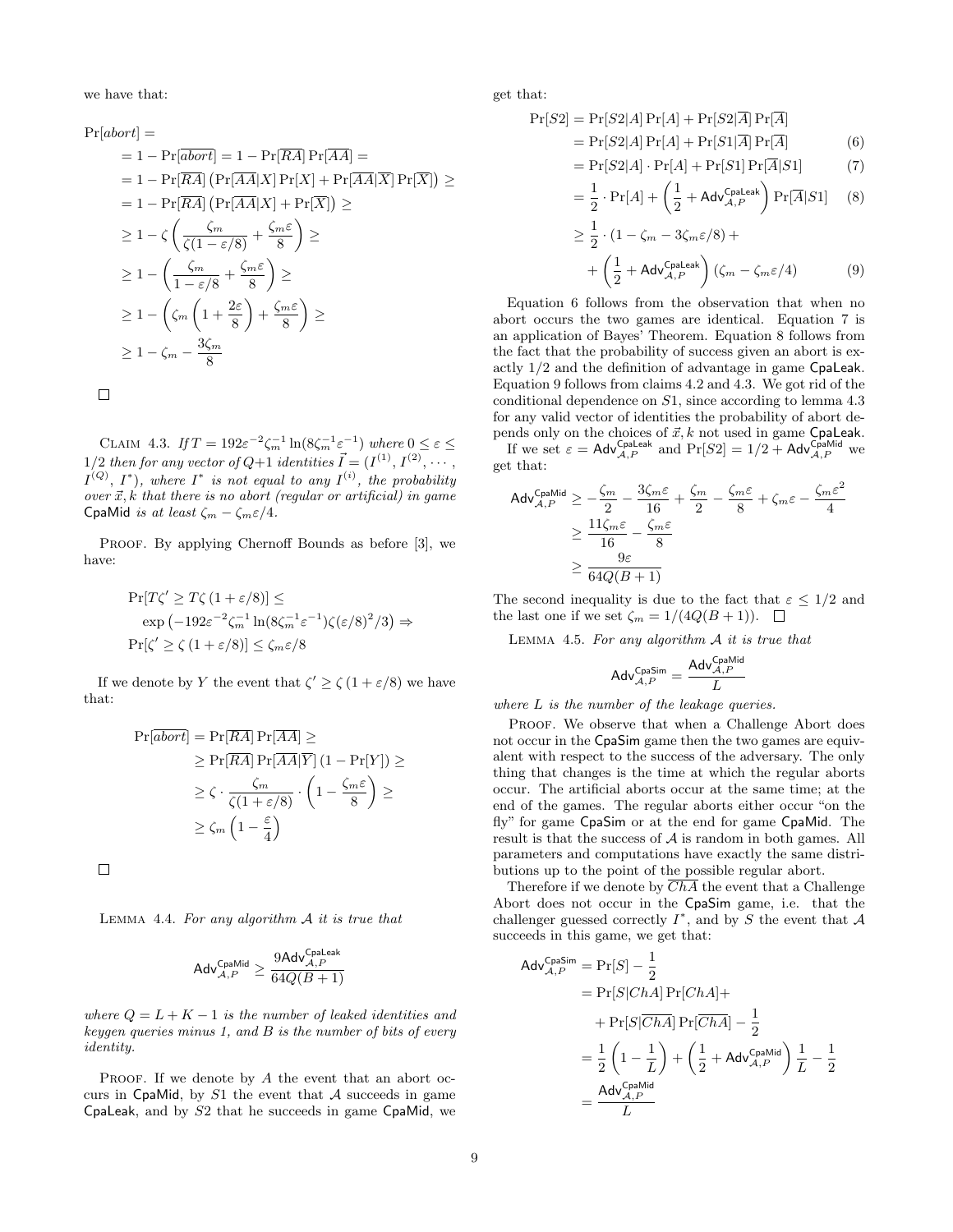we have that:

$$
\begin{aligned}
\Pr[abort] &= \\
&= 1 - \Pr[\overline{abort}] = 1 - \Pr[\overline{RA}]\Pr[\overline{AA}] = \\
&= 1 - \Pr[\overline{RA}]\left(\Pr[\overline{AA}|X]\Pr[X] + \Pr[\overline{AA}|\overline{X}]\Pr[\overline{X}]\right) \geq \\
&= 1 - \Pr[\overline{RA}]\left(\Pr[\overline{AA}|X] + \Pr[\overline{X}]\right) \geq \\
&\geq 1 - \zeta\left(\frac{\zeta_m}{\zeta(1-\varepsilon/8)} + \frac{\zeta_m \varepsilon}{8}\right) \geq \\
&\geq 1 - \left(\frac{\zeta_m}{1-\varepsilon/8} + \frac{\zeta_m\varepsilon}{8}\right) \geq \\
&\geq 1 - \left(\zeta_m\left(1 + \frac{2\varepsilon}{8}\right) + \frac{\zeta_m\varepsilon}{8}\right) \geq \\
&\geq 1 - \zeta_m - \frac{3\zeta_m}{8}
\end{aligned}
$$

□

CLAIM 4.3. *If $T = 192\varepsilon^{-2}\zeta_m^{-1}\ln(8\zeta_m^{-1}\varepsilon^{-1})$ where $0 \leq \varepsilon \leq 1/2$ then for any vector of $Q+1$ identities $\vec{I} = (I^{(1)}, I^{(2)}, \cdots, I^{(Q)}, I^*)$, where $I^*$ is not equal to any $I^{(i)}$, the probability over $\vec{x}, k$ that there is no abort (regular or artificial) in game* CpaMid *is at least $\zeta_m - \zeta_m\varepsilon/4$.*

PROOF. By applying Chernoff Bounds as before [3], we have:

$$
\begin{aligned}
&\Pr[T\zeta' \geq T\zeta\,(1+\varepsilon/8)] \leq \\
&\quad \exp\left(-192\varepsilon^{-2}\zeta_m^{-1}\ln(8\zeta_m^{-1}\varepsilon^{-1})\zeta(\varepsilon/8)^2/3\right) \Rightarrow \\
&\Pr[\zeta' \geq \zeta\,(1+\varepsilon/8)] \leq \zeta_m\varepsilon/8
\end{aligned}
$$

If we denote by $Y$ the event that $\zeta' \geq \zeta\,(1+\varepsilon/8)$ we have that:

$$
\begin{aligned}
\Pr[\overline{abort}] &= \Pr[\overline{RA}]\Pr[\overline{AA}] \geq \\
&\geq \Pr[\overline{RA}]\Pr[\overline{AA}|\overline{Y}]\,(1 - \Pr[Y]) \geq \\
&\geq \zeta \cdot \frac{\zeta_m}{\zeta(1+\varepsilon/8)} \cdot \left(1 - \frac{\zeta_m\varepsilon}{8}\right) \geq \\
&\geq \zeta_m\left(1 - \frac{\varepsilon}{4}\right)
\end{aligned}
$$

□

LEMMA 4.4. *For any algorithm $\mathcal{A}$ it is true that*

$$
\mathsf{Adv}^{\mathsf{CpaMid}}_{\mathcal{A},P} \geq \frac{9\mathsf{Adv}^{\mathsf{CpaLeak}}_{\mathcal{A},P}}{64Q(B+1)}
$$

*where $Q = L + K - 1$ is the number of leaked identities and keygen queries minus 1, and $B$ is the number of bits of every identity.*

PROOF. If we denote by $A$ the event that an abort occurs in CpaMid, by $S1$ the event that $\mathcal{A}$ succeeds in game CpaLeak, and by $S2$ that he succeeds in game CpaMid, we get that:

$$
\begin{aligned}
\Pr[S2] &= \Pr[S2|A]\Pr[A] + \Pr[S2|\overline{A}]\Pr[\overline{A}] \\
&= \Pr[S2|A]\Pr[A] + \Pr[S1|\overline{A}]\Pr[\overline{A}] \qquad (6) \\
&= \Pr[S2|A]\cdot\Pr[A] + \Pr[S1]\Pr[\overline{A}|S1] \qquad (7) \\
&= \frac{1}{2}\cdot\Pr[A] + \left(\frac{1}{2} + \mathsf{Adv}^{\mathsf{CpaLeak}}_{\mathcal{A},P}\right)\Pr[\overline{A}|S1] \qquad (8) \\
&\geq \frac{1}{2}\cdot(1 - \zeta_m - 3\zeta_m\varepsilon/8) + \\
&\quad + \left(\frac{1}{2} + \mathsf{Adv}^{\mathsf{CpaLeak}}_{\mathcal{A},P}\right)(\zeta_m - \zeta_m\varepsilon/4) \qquad (9)
\end{aligned}
$$

Equation 6 follows from the observation that when no abort occurs the two games are identical. Equation 7 is an application of Bayes' Theorem. Equation 8 follows from the fact that the probability of success given an abort is exactly 1/2 and the definition of advantage in game CpaLeak. Equation 9 follows from claims 4.2 and 4.3. We got rid of the conditional dependence on $S1$, since according to lemma 4.3 for any valid vector of identities the probability of abort depends only on the choices of $\vec{x}, k$ not used in game CpaLeak.

If we set $\varepsilon = \mathsf{Adv}^{\mathsf{CpaLeak}}_{\mathcal{A},P}$ and $\Pr[S2] = 1/2 + \mathsf{Adv}^{\mathsf{CpaMid}}_{\mathcal{A},P}$ we get that:

$$
\begin{aligned}
\mathsf{Adv}^{\mathsf{CpaMid}}_{\mathcal{A},P} &\geq -\frac{\zeta_m}{2} - \frac{3\zeta_m\varepsilon}{16} + \frac{\zeta_m}{2} - \frac{\zeta_m\varepsilon}{8} + \zeta_m\varepsilon - \frac{\zeta_m\varepsilon^2}{4} \\
&\geq \frac{11\zeta_m\varepsilon}{16} - \frac{\zeta_m\varepsilon}{8} \\
&\geq \frac{9\varepsilon}{64Q(B+1)}
\end{aligned}
$$

The second inequality is due to the fact that $\varepsilon \leq 1/2$ and the last one if we set $\zeta_m = 1/(4Q(B+1))$. □

LEMMA 4.5. *For any algorithm $\mathcal{A}$ it is true that*

$$
\mathsf{Adv}^{\mathsf{CpaSim}}_{\mathcal{A},P} = \frac{\mathsf{Adv}^{\mathsf{CpaMid}}_{\mathcal{A},P}}{L}
$$

*where $L$ is the number of the leakage queries.*

PROOF. We observe that when a Challenge Abort does not occur in the CpaSim game then the two games are equivalent with respect to the success of the adversary. The only thing that changes is the time at which the regular aborts occur. The artificial aborts occur at the same time; at the end of the games. The regular aborts either occur "on the fly" for game CpaSim or at the end for game CpaMid. The result is that the success of $\mathcal{A}$ is random in both games. All parameters and computations have exactly the same distributions up to the point of the possible regular abort.

Therefore if we denote by $\overline{ChA}$ the event that a Challenge Abort does not occur in the CpaSim game, i.e. that the challenger guessed correctly $I^*$, and by $S$ the event that $\mathcal{A}$ succeeds in this game, we get that:

$$
\begin{aligned}
\mathsf{Adv}^{\mathsf{CpaSim}}_{\mathcal{A},P} &= \Pr[S] - \frac{1}{2} \\
&= \Pr[S|ChA]\Pr[ChA] + \\
&\quad + \Pr[S|\overline{ChA}]\Pr[\overline{ChA}] - \frac{1}{2} \\
&= \frac{1}{2}\left(1 - \frac{1}{L}\right) + \left(\frac{1}{2} + \mathsf{Adv}^{\mathsf{CpaMid}}_{\mathcal{A},P}\right)\frac{1}{L} - \frac{1}{2} \\
&= \frac{\mathsf{Adv}^{\mathsf{CpaMid}}_{\mathcal{A},P}}{L}
\end{aligned}
$$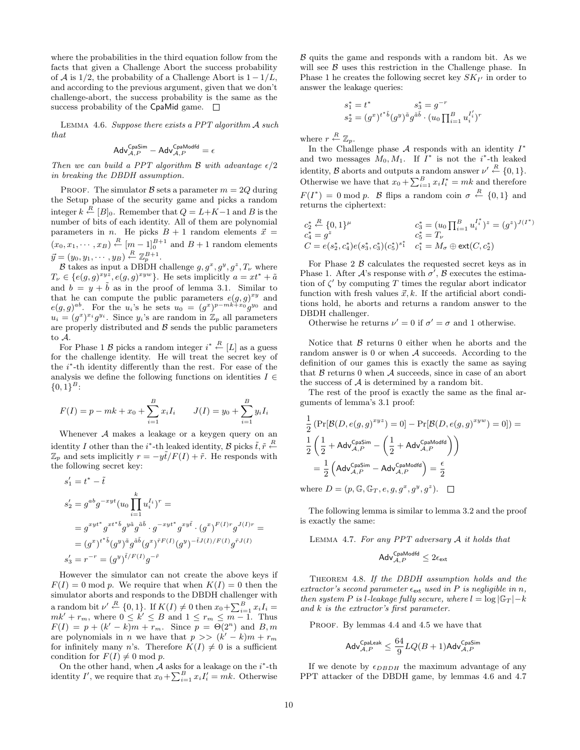where the probabilities in the third equation follow from the facts that given a Challenge Abort the success probability of $\mathcal{A}$ is $1/2$, the probability of a Challenge Abort is $1 - 1/L$, and according to the previous argument, given that we don't challenge-abort, the success probability is the same as the success probability of the CpaMid game. $\square$

Lemma 4.6. *Suppose there exists a PPT algorithm $\mathcal{A}$ such that*

$$\mathsf{Adv}^{\mathsf{CpaSim}}_{\mathcal{A},P} - \mathsf{Adv}^{\mathsf{CpaModfd}}_{\mathcal{A},P} = \epsilon$$

*Then we can build a PPT algorithm $\mathcal{B}$ with advantage $\epsilon/2$ in breaking the DBDH assumption.*

Proof. The simulator $\mathcal{B}$ sets a parameter $m = 2Q$ during the Setup phase of the security game and picks a random integer $k \xleftarrow{R} [B]_0$. Remember that $Q = L+K-1$ and $B$ is the number of bits of each identity. All of them are polynomial parameters in $n$. He picks $B+1$ random elements $\vec{x} = (x_0, x_1, \cdots, x_B) \xleftarrow{R} [m-1]_0^{B+1}$ and $B+1$ random elements $\vec{y} = (y_0, y_1, \cdots, y_B) \xleftarrow{R} \mathbb{Z}_p^{B+1}$.

$\mathcal{B}$ takes as input a DBDH challenge $g, g^x, g^y, g^z, T_\nu$ where $T_\nu \in \{e(g,g)^{xyz}, e(g,g)^{xyw}\}$. He sets implicitly $a = xt^* + \tilde{a}$ and $b = y + \tilde{b}$ as in the proof of lemma 3.1. Similar to that he can compute the public parameters $e(g,g)^{xy}$ and $e(g,g)^{ab}$. For the $u_i$'s he sets $u_0 = (g^x)^{p-mk+x_0} g^{y_0}$ and $u_i = (g^x)^{x_i} g^{y_i}$. Since $y_i$'s are random in $\mathbb{Z}_p$ all parameters are properly distributed and $\mathcal{B}$ sends the public parameters to $\mathcal{A}$.

For Phase 1 $\mathcal{B}$ picks a random integer $i^* \xleftarrow{R} [L]$ as a guess for the challenge identity. He will treat the secret key of the $i^*$-th identity differently than the rest. For ease of the analysis we define the following functions on identities $I \in \{0,1\}^B$:

$$F(I) = p - mk + x_0 + \sum_{i=1}^{B} x_i I_i \qquad J(I) = y_0 + \sum_{i=1}^{B} y_i I_i$$

Whenever $\mathcal{A}$ makes a leakage or a keygen query on an identity $I$ other than the $i^*$-th leaked identity, $\mathcal{B}$ picks $\tilde{t}, \tilde{r} \xleftarrow{R} \mathbb{Z}_p$ and sets implicitly $r = -y\tilde{t}/F(I) + \tilde{r}$. He responds with the following secret key:

$$
\begin{aligned}
s_1' &= t^* - \tilde{t} \\
s_2' &= g^{ab} g^{-xyt} (u_0 \prod_{i=1}^{k} u_i^{I_i})^r = \\
&= g^{xyt^*} g^{xt^*\tilde{b}} g^{y\tilde{a}} g^{\tilde{a}\tilde{b}} \cdot g^{-xyt^*} g^{xy\tilde{t}} \cdot (g^x)^{F(I)r} g^{J(I)r} = \\
&= (g^x)^{t^*\tilde{b}} (g^y)^{\tilde{a}} g^{\tilde{a}\tilde{b}} (g^x)^{\tilde{r}F(I)} (g^y)^{-\tilde{t}J(I)/F(I)} g^{\tilde{r}J(I)} \\
s_3' &= r^{-r} = (g^y)^{\tilde{t}/F(I)} g^{-\tilde{r}}
\end{aligned}
$$

However the simulator can not create the above keys if $F(I) = 0 \bmod p$. We require that when $K(I) = 0$ then the simulator aborts and responds to the DBDH challenger with a random bit $\nu' \xleftarrow{R} \{0,1\}$. If $K(I) \neq 0$ then $x_0 + \sum_{i=1}^{B} x_i I_i = mk' + r_m$, where $0 \le k' \le B$ and $1 \le r_m \le m-1$. Thus $F(I) = p + (k'-k)m + r_m$. Since $p = \Theta(2^n)$ and $B, m$ are polynomials in $n$ we have that $p >> (k'-k)m + r_m$ for infinitely many $n$'s. Therefore $K(I) \neq 0$ is a sufficient condition for $F(I) \neq 0 \bmod p$.

On the other hand, when $\mathcal{A}$ asks for a leakage on the $i^*$-th identity $I'$, we require that $x_0 + \sum_{i=1}^{B} x_i I_i' = mk$. Otherwise $\mathcal{B}$ quits the game and responds with a random bit. As we will see $\mathcal{B}$ uses this restriction in the Challenge phase. In Phase 1 he creates the following secret key $SK_{I'}$ in order to answer the leakage queries:

$$
\begin{aligned}
s_1^* &= t^* \qquad\qquad s_3^* = g^{-r} \\
s_2^* &= (g^x)^{t^*\tilde{b}} (g^y)^{\tilde{a}} g^{\tilde{a}\tilde{b}} \cdot (u_0 \prod_{i=1}^{B} u_i^{I_i'})^r
\end{aligned}
$$

where $r \xleftarrow{R} \mathbb{Z}_p$.

In the Challenge phase $\mathcal{A}$ responds with an identity $I^*$ and two messages $M_0, M_1$. If $I^*$ is not the $i^*$-th leaked identity, $\mathcal{B}$ aborts and outputs a random answer $\nu' \xleftarrow{R} \{0,1\}$. Otherwise we have that $x_0 + \sum_{i=1}^{B} x_i I_i^* = mk$ and therefore $F(I^*) = 0 \bmod p$. $\mathcal{B}$ flips a random coin $\sigma \xleftarrow{R} \{0,1\}$ and returns the ciphertext:

$$
\begin{aligned}
c_2^* &\xleftarrow{R} \{0,1\}^\mu & c_3^* &= (u_0 \prod_{i=1}^{B} u_i^{I_i^*})^z = (g^z)^{J(I^*)} \\
c_4^* &= g^z & c_5^* &= T_\nu \\
C &= e(s_2^*, c_4^*) e(s_3^*, c_3^*) (c_5^*)^{s_1^*} & c_1^* &= M_\sigma \oplus \mathsf{ext}(C, c_2^*)
\end{aligned}
$$

For Phase 2 $\mathcal{B}$ calculates the requested secret keys as in Phase 1. After $\mathcal{A}$'s response with $\sigma'$, $\mathcal{B}$ executes the estimation of $\zeta'$ by computing $T$ times the regular abort indicator function with fresh values $\vec{x}, k$. If the artificial abort conditions hold, he aborts and returns a random answer to the DBDH challenger.

Otherwise he returns $\nu' = 0$ if $\sigma' = \sigma$ and 1 otherwise.

Notice that $\mathcal{B}$ returns 0 either when he aborts and the random answer is 0 or when $\mathcal{A}$ succeeds. According to the definition of our games this is exactly the same as saying that $\mathcal{B}$ returns 0 when $\mathcal{A}$ succeeds, since in case of an abort the success of $\mathcal{A}$ is determined by a random bit.

The rest of the proof is exactly the same as the final arguments of lemma's 3.1 proof:

$$
\begin{aligned}
&\frac{1}{2}\left(\Pr[\mathcal{B}(D, e(g,g)^{xyz}) = 0] - \Pr[\mathcal{B}(D, e(g,g)^{xyw}) = 0]\right) = \\
&\frac{1}{2}\left(\frac{1}{2} + \mathsf{Adv}^{\mathsf{CpaSim}}_{\mathcal{A},P} - \left(\frac{1}{2} + \mathsf{Adv}^{\mathsf{CpaModfd}}_{\mathcal{A},P}\right)\right) \\
&= \frac{1}{2}\left(\mathsf{Adv}^{\mathsf{CpaSim}}_{\mathcal{A},P} - \mathsf{Adv}^{\mathsf{CpaModfd}}_{\mathcal{A},P}\right) = \frac{\epsilon}{2}
\end{aligned}
$$

where $D = (p, \mathbb{G}, \mathbb{G}_T, e, g, g^x, g^y, g^z)$. $\square$

The following lemma is similar to lemma 3.2 and the proof is exactly the same:

Lemma 4.7. *For any PPT adversary $\mathcal{A}$ it holds that*

$$\mathsf{Adv}^{\mathsf{CpaModfd}}_{\mathcal{A},P} \le 2\epsilon_{\mathsf{ext}}$$

Theorem 4.8. *If the DBDH assumption holds and the extractor's second parameter $\epsilon_{\mathsf{ext}}$ used in $P$ is negligible in $n$, then system $P$ is $l$-leakage fully secure, where $l = \log|\mathbb{G}_T| - k$ and $k$ is the extractor's first parameter.*

Proof. By lemmas 4.4 and 4.5 we have that

$$\mathsf{Adv}^{\mathsf{CpaLeak}}_{\mathcal{A},P} \le \frac{64}{9} LQ(B+1) \mathsf{Adv}^{\mathsf{CpaSim}}_{\mathcal{A},P}$$

If we denote by $\epsilon_{DBDH}$ the maximum advantage of any PPT attacker of the DBDH game, by lemmas 4.6 and 4.7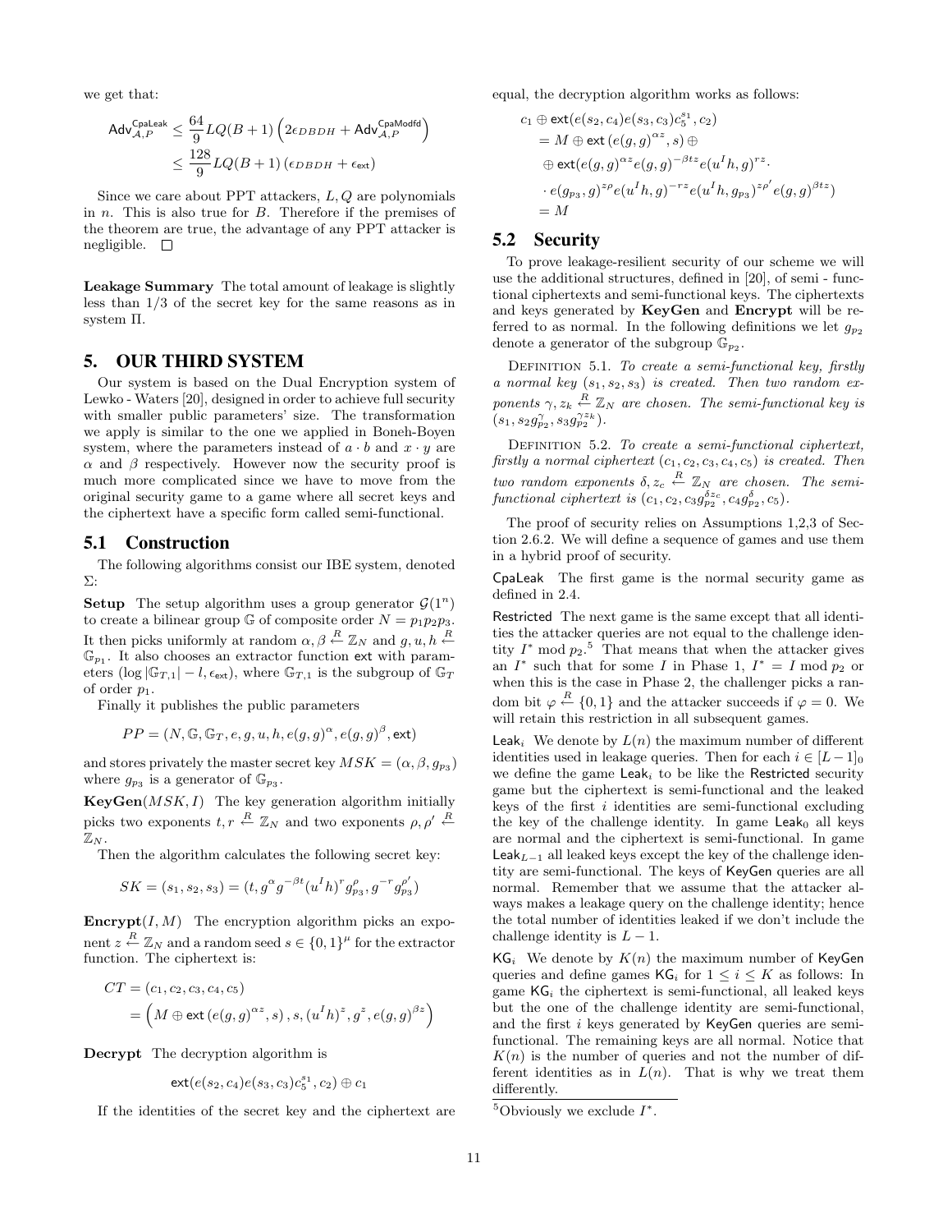we get that:

$$\mathsf{Adv}^{\mathsf{CpaLeak}}_{\mathcal{A},P} \leq \frac{64}{9} LQ(B+1)\left(2\epsilon_{DBDH} + \mathsf{Adv}^{\mathsf{CpaModfd}}_{\mathcal{A},P}\right)$$
$$\leq \frac{128}{9} LQ(B+1)\left(\epsilon_{DBDH} + \epsilon_{\mathsf{ext}}\right)$$

Since we care about PPT attackers, $L, Q$ are polynomials in $n$. This is also true for $B$. Therefore if the premises of the theorem are true, the advantage of any PPT attacker is negligible. □

**Leakage Summary** The total amount of leakage is slightly less than 1/3 of the secret key for the same reasons as in system Π.

# 5. OUR THIRD SYSTEM

Our system is based on the Dual Encryption system of Lewko - Waters [20], designed in order to achieve full security with smaller public parameters' size. The transformation we apply is similar to the one we applied in Boneh-Boyen system, where the parameters instead of $a \cdot b$ and $x \cdot y$ are $\alpha$ and $\beta$ respectively. However now the security proof is much more complicated since we have to move from the original security game to a game where all secret keys and the ciphertext have a specific form called semi-functional.

## 5.1 Construction

The following algorithms consist our IBE system, denoted Σ:

**Setup** The setup algorithm uses a group generator $\mathcal{G}(1^n)$ to create a bilinear group $\mathbb{G}$ of composite order $N = p_1 p_2 p_3$. It then picks uniformly at random $\alpha, \beta \xleftarrow{R} \mathbb{Z}_N$ and $g, u, h \xleftarrow{R} \mathbb{G}_{p_1}$. It also chooses an extractor function ext with parameters $(\log|\mathbb{G}_{T,1}| - l, \epsilon_{\mathsf{ext}})$, where $\mathbb{G}_{T,1}$ is the subgroup of $\mathbb{G}_T$ of order $p_1$.

Finally it publishes the public parameters

$$PP = (N, \mathbb{G}, \mathbb{G}_T, e, g, u, h, e(g,g)^{\alpha}, e(g,g)^{\beta}, \mathsf{ext})$$

and stores privately the master secret key $MSK = (\alpha, \beta, g_{p_3})$ where $g_{p_3}$ is a generator of $\mathbb{G}_{p_3}$.

**KeyGen**$(MSK, I)$ The key generation algorithm initially picks two exponents $t, r \xleftarrow{R} \mathbb{Z}_N$ and two exponents $\rho, \rho' \xleftarrow{R} \mathbb{Z}_N$.

Then the algorithm calculates the following secret key:

$$SK = (s_1, s_2, s_3) = (t, g^{\alpha} g^{-\beta t} (u^I h)^r g_{p_3}^{\rho}, g^{-r} g_{p_3}^{\rho'})$$

**Encrypt**$(I, M)$ The encryption algorithm picks an exponent $z \xleftarrow{R} \mathbb{Z}_N$ and a random seed $s \in \{0,1\}^{\mu}$ for the extractor function. The ciphertext is:

$$CT = (c_1, c_2, c_3, c_4, c_5)$$
$$= \left(M \oplus \mathsf{ext}\left(e(g,g)^{\alpha z}, s\right), s, (u^I h)^z, g^z, e(g,g)^{\beta z}\right)$$

**Decrypt** The decryption algorithm is

$$\mathsf{ext}(e(s_2, c_4) e(s_3, c_3) c_5^{s_1}, c_2) \oplus c_1$$

If the identities of the secret key and the ciphertext are equal, the decryption algorithm works as follows:

$$c_1 \oplus \mathsf{ext}(e(s_2, c_4) e(s_3, c_3) c_5^{s_1}, c_2)$$
$$= M \oplus \mathsf{ext}\left(e(g,g)^{\alpha z}, s\right) \oplus$$
$$\oplus\, \mathsf{ext}(e(g,g)^{\alpha z} e(g,g)^{-\beta t z} e(u^I h, g)^{rz} \cdot$$
$$\cdot\, e(g_{p_3}, g)^{z\rho} e(u^I h, g)^{-rz} e(u^I h, g_{p_3})^{z\rho'} e(g,g)^{\beta t z})$$
$$= M$$

## 5.2 Security

To prove leakage-resilient security of our scheme we will use the additional structures, defined in [20], of semi - functional ciphertexts and semi-functional keys. The ciphertexts and keys generated by **KeyGen** and **Encrypt** will be referred to as normal. In the following definitions we let $g_{p_2}$ denote a generator of the subgroup $\mathbb{G}_{p_2}$.

Definition 5.1. *To create a semi-functional key, firstly a normal key $(s_1, s_2, s_3)$ is created. Then two random exponents $\gamma, z_k \xleftarrow{R} \mathbb{Z}_N$ are chosen. The semi-functional key is $(s_1, s_2 g_{p_2}^{\gamma}, s_3 g_{p_2}^{\gamma z_k})$.*

Definition 5.2. *To create a semi-functional ciphertext, firstly a normal ciphertext $(c_1, c_2, c_3, c_4, c_5)$ is created. Then two random exponents $\delta, z_c \xleftarrow{R} \mathbb{Z}_N$ are chosen. The semi-functional ciphertext is $(c_1, c_2, c_3 g_{p_2}^{\delta z_c}, c_4 g_{p_2}^{\delta}, c_5)$.*

The proof of security relies on Assumptions 1,2,3 of Section 2.6.2. We will define a sequence of games and use them in a hybrid proof of security.

CpaLeak The first game is the normal security game as defined in 2.4.

Restricted The next game is the same except that all identities the attacker queries are not equal to the challenge identity $I^* \bmod p_2$.[5] That means that when the attacker gives an $I^*$ such that for some $I$ in Phase 1, $I^* = I \bmod p_2$ or when this is the case in Phase 2, the challenger picks a random bit $\varphi \xleftarrow{R} \{0,1\}$ and the attacker succeeds if $\varphi = 0$. We will retain this restriction in all subsequent games.

$\mathsf{Leak}_i$ We denote by $L(n)$ the maximum number of different identities used in leakage queries. Then for each $i \in [L-1]_0$ we define the game $\mathsf{Leak}_i$ to be like the Restricted security game but the ciphertext is semi-functional and the leaked keys of the first $i$ identities are semi-functional excluding the key of the challenge identity. In game $\mathsf{Leak}_0$ all keys are normal and the ciphertext is semi-functional. In game $\mathsf{Leak}_{L-1}$ all leaked keys except the key of the challenge identity are semi-functional. The keys of KeyGen queries are all normal. Remember that we assume that the attacker always makes a leakage query on the challenge identity; hence the total number of identities leaked if we don't include the challenge identity is $L-1$.

$\mathsf{KG}_i$ We denote by $K(n)$ the maximum number of KeyGen queries and define games $\mathsf{KG}_i$ for $1 \leq i \leq K$ as follows: In game $\mathsf{KG}_i$ the ciphertext is semi-functional, all leaked keys but the one of the challenge identity are semi-functional, and the first $i$ keys generated by KeyGen queries are semi-functional. The remaining keys are all normal. Notice that $K(n)$ is the number of queries and not the number of different identities as in $L(n)$. That is why we treat them differently.

[5] Obviously we exclude $I^*$.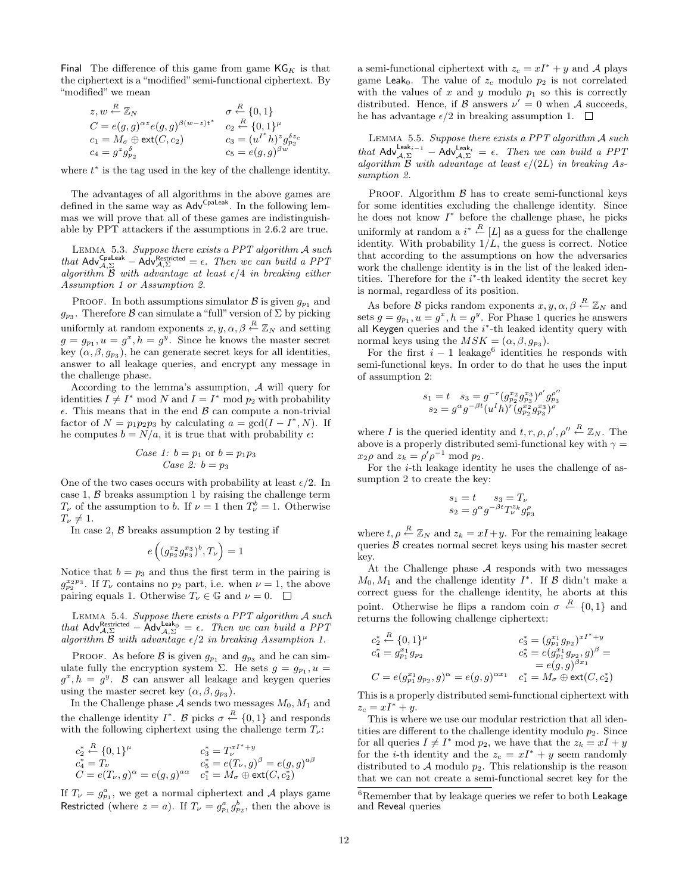Final The difference of this game from game $\mathsf{KG}_K$ is that the ciphertext is a "modified" semi-functional ciphertext. By "modified" we mean

$$
\begin{array}{ll}
z, w \xleftarrow{R} \mathbb{Z}_N & \sigma \xleftarrow{R} \{0,1\} \\
C = e(g,g)^{\alpha z} e(g,g)^{\beta(w-z)t^*} & c_2 \xleftarrow{R} \{0,1\}^{\mu} \\
c_1 = M_\sigma \oplus \mathsf{ext}(C, c_2) & c_3 = (u^{I^*} h)^z g_{p_2}^{\delta z_c} \\
c_4 = g^z g_{p_2}^{\delta} & c_5 = e(g,g)^{\beta w}
\end{array}
$$

where $t^*$ is the tag used in the key of the challenge identity.

The advantages of all algorithms in the above games are defined in the same way as $\mathsf{Adv}^{\mathsf{CpaLeak}}$. In the following lemmas we will prove that all of these games are indistinguishable by PPT attackers if the assumptions in 2.6.2 are true.

Lemma 5.3. *Suppose there exists a PPT algorithm $\mathcal{A}$ such that $\mathsf{Adv}^{\mathsf{CpaLeak}}_{\mathcal{A},\Sigma} - \mathsf{Adv}^{\mathsf{Restricted}}_{\mathcal{A},\Sigma} = \epsilon$. Then we can build a PPT algorithm $\mathcal{B}$ with advantage at least $\epsilon/4$ in breaking either Assumption 1 or Assumption 2.*

Proof. In both assumptions simulator $\mathcal{B}$ is given $g_{p_1}$ and $g_{p_3}$. Therefore $\mathcal{B}$ can simulate a "full" version of $\Sigma$ by picking uniformly at random exponents $x, y, \alpha, \beta \xleftarrow{R} \mathbb{Z}_N$ and setting $g = g_{p_1}, u = g^x, h = g^y$. Since he knows the master secret key $(\alpha, \beta, g_{p_3})$, he can generate secret keys for all identities, answer to all leakage queries, and encrypt any message in the challenge phase.

According to the lemma's assumption, $\mathcal{A}$ will query for identities $I \neq I^* \bmod N$ and $I = I^* \bmod p_2$ with probability $\epsilon$. This means that in the end $\mathcal{B}$ can compute a non-trivial factor of $N = p_1 p_2 p_3$ by calculating $a = \gcd(I - I^*, N)$. If he computes $b = N/a$, it is true that with probability $\epsilon$:

$$
\begin{array}{c}
\textit{Case 1: } b = p_1 \text{ or } b = p_1 p_3 \\
\textit{Case 2: } b = p_3
\end{array}
$$

One of the two cases occurs with probability at least $\epsilon/2$. In case 1, $\mathcal{B}$ breaks assumption 1 by raising the challenge term $T_\nu$ of the assumption to $b$. If $\nu = 1$ then $T_\nu^b = 1$. Otherwise $T_\nu \neq 1$.

In case 2, $\mathcal{B}$ breaks assumption 2 by testing if

$$
e\left((g_{p_2}^{x_2} g_{p_3}^{x_3})^b, T_\nu\right) = 1
$$

Notice that $b = p_3$ and thus the first term in the pairing is $g_{p_2}^{x_2 p_3}$. If $T_\nu$ contains no $p_2$ part, i.e. when $\nu = 1$, the above pairing equals 1. Otherwise $T_\nu \in \mathbb{G}$ and $\nu = 0$. $\square$

Lemma 5.4. *Suppose there exists a PPT algorithm $\mathcal{A}$ such that $\mathsf{Adv}^{\mathsf{Restricted}}_{\mathcal{A},\Sigma} - \mathsf{Adv}^{\mathsf{Leak}_0}_{\mathcal{A},\Sigma} = \epsilon$. Then we can build a PPT algorithm $\mathcal{B}$ with advantage $\epsilon/2$ in breaking Assumption 1.*

Proof. As before $\mathcal{B}$ is given $g_{p_1}$ and $g_{p_3}$ and he can simulate fully the encryption system $\Sigma$. He sets $g = g_{p_1}, u = g^x, h = g^y$. $\mathcal{B}$ can answer all leakage and keygen queries using the master secret key $(\alpha, \beta, g_{p_3})$.

In the Challenge phase $\mathcal{A}$ sends two messages $M_0, M_1$ and the challenge identity $I^*$. $\mathcal{B}$ picks $\sigma \xleftarrow{R} \{0,1\}$ and responds with the following ciphertext using the challenge term $T_\nu$:

$$
\begin{array}{ll}
c_2^* \xleftarrow{R} \{0,1\}^{\mu} & c_3^* = T_\nu^{xI^* + y} \\
c_4^* = T_\nu & c_5^* = e(T_\nu, g)^{\beta} = e(g,g)^{a\beta} \\
C = e(T_\nu, g)^{\alpha} = e(g,g)^{a\alpha} & c_1^* = M_\sigma \oplus \mathsf{ext}(C, c_2^*)
\end{array}
$$

If $T_\nu = g_{p_1}^a$, we get a normal ciphertext and $\mathcal{A}$ plays game Restricted (where $z = a$). If $T_\nu = g_{p_1}^a g_{p_2}^b$, then the above is a semi-functional ciphertext with $z_c = xI^* + y$ and $\mathcal{A}$ plays game $\mathsf{Leak}_0$. The value of $z_c$ modulo $p_2$ is not correlated with the values of $x$ and $y$ modulo $p_1$ so this is correctly distributed. Hence, if $\mathcal{B}$ answers $\nu' = 0$ when $\mathcal{A}$ succeeds, he has advantage $\epsilon/2$ in breaking assumption 1. $\square$

Lemma 5.5. *Suppose there exists a PPT algorithm $\mathcal{A}$ such that $\mathsf{Adv}^{\mathsf{Leak}_{i-1}}_{\mathcal{A},\Sigma} - \mathsf{Adv}^{\mathsf{Leak}_i}_{\mathcal{A},\Sigma} = \epsilon$. Then we can build a PPT algorithm $\mathcal{B}$ with advantage at least $\epsilon/(2L)$ in breaking Assumption 2.*

Proof. Algorithm $\mathcal{B}$ has to create semi-functional keys for some identities excluding the challenge identity. Since he does not know $I^*$ before the challenge phase, he picks uniformly at random a $i^* \xleftarrow{R} [L]$ as a guess for the challenge identity. With probability $1/L$, the guess is correct. Notice that according to the assumptions on how the adversaries work the challenge identity is in the list of the leaked identities. Therefore for the $i^*$-th leaked identity the secret key is normal, regardless of its position.

As before $\mathcal{B}$ picks random exponents $x, y, \alpha, \beta \xleftarrow{R} \mathbb{Z}_N$ and sets $g = g_{p_1}, u = g^x, h = g^y$. For Phase 1 queries he answers all Keygen queries and the $i^*$-th leaked identity query with normal keys using the $MSK = (\alpha, \beta, g_{p_3})$.

For the first $i - 1$ leakage[6] identities he responds with semi-functional keys. In order to do that he uses the input of assumption 2:

$$
\begin{array}{c}
s_1 = t \quad s_3 = g^{-r} (g_{p_2}^{x_2} g_{p_3}^{x_3})^{\rho'} g_{p_3}^{\rho''} \\
s_2 = g^{\alpha} g^{-\beta t} (u^I h)^r (g_{p_2}^{x_2} g_{p_3}^{x_3})^{\rho}
\end{array}
$$

where $I$ is the queried identity and $t, r, \rho, \rho', \rho'' \xleftarrow{R} \mathbb{Z}_N$. The above is a properly distributed semi-functional key with $\gamma = x_2 \rho$ and $z_k = \rho' \rho^{-1} \bmod p_2$.

For the $i$-th leakage identity he uses the challenge of assumption 2 to create the key:

$$
\begin{array}{c}
s_1 = t \quad s_3 = T_\nu \\
s_2 = g^{\alpha} g^{-\beta t} T_\nu^{z_k} g_{p_3}^{\rho}
\end{array}
$$

where $t, \rho \xleftarrow{R} \mathbb{Z}_N$ and $z_k = xI + y$. For the remaining leakage queries $\mathcal{B}$ creates normal secret keys using his master secret key.

At the Challenge phase $\mathcal{A}$ responds with two messages $M_0, M_1$ and the challenge identity $I^*$. If $\mathcal{B}$ didn't make a correct guess for the challenge identity, he aborts at this point. Otherwise he flips a random coin $\sigma \xleftarrow{R} \{0,1\}$ and returns the following challenge ciphertext:

$$
\begin{array}{ll}
c_2^* \xleftarrow{R} \{0,1\}^{\mu} & c_3^* = (g_{p_1}^{x_1} g_{p_2})^{xI^* + y} \\
c_4^* = g_{p_1}^{x_1} g_{p_2} & c_5^* = e(g_{p_1}^{x_1} g_{p_2}, g)^{\beta} = \\
 & \quad = e(g,g)^{\beta x_1} \\
C = e(g_{p_1}^{x_1} g_{p_2}, g)^{\alpha} = e(g,g)^{\alpha x_1} & c_1^* = M_\sigma \oplus \mathsf{ext}(C, c_2^*)
\end{array}
$$

This is a properly distributed semi-functional ciphertext with $z_c = xI^* + y$.

This is where we use our modular restriction that all identities are different to the challenge identity modulo $p_2$. Since for all queries $I \neq I^* \bmod p_2$, we have that the $z_k = xI + y$ for the $i$-th identity and the $z_c = xI^* + y$ seem randomly distributed to $\mathcal{A}$ modulo $p_2$. This relationship is the reason that we can not create a semi-functional secret key for the

[6] Remember that by leakage queries we refer to both Leakage and Reveal queries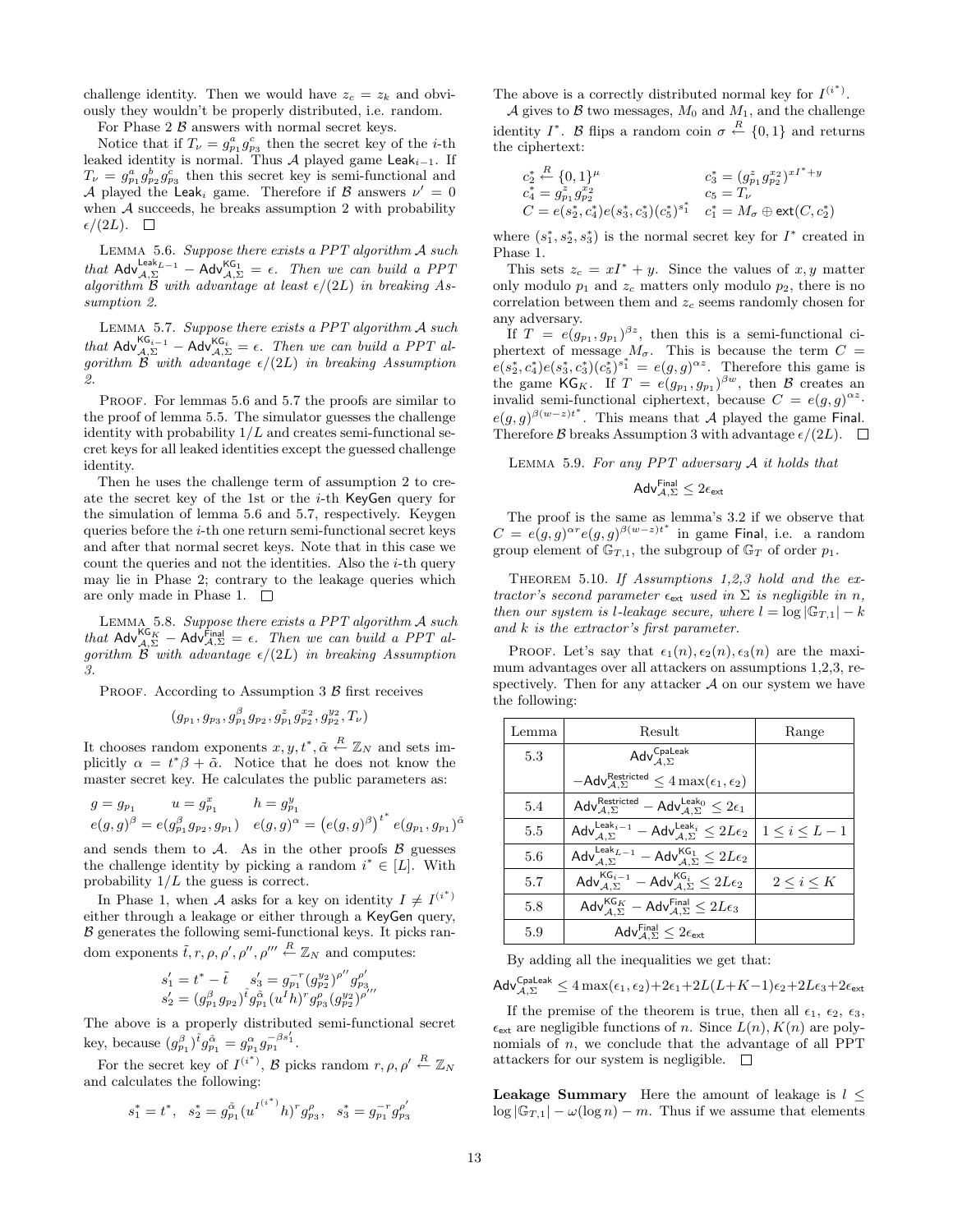challenge identity. Then we would have $z_c = z_k$ and obviously they wouldn't be properly distributed, i.e. random.

For Phase 2 $\mathcal{B}$ answers with normal secret keys.

Notice that if $T_\nu = g_{p_1}^a g_{p_3}^c$ then the secret key of the $i$-th leaked identity is normal. Thus $\mathcal{A}$ played game $\mathsf{Leak}_{i-1}$. If $T_\nu = g_{p_1}^a g_{p_2}^b g_{p_3}^c$ then this secret key is semi-functional and $\mathcal{A}$ played the $\mathsf{Leak}_i$ game. Therefore if $\mathcal{B}$ answers $\nu' = 0$ when $\mathcal{A}$ succeeds, he breaks assumption 2 with probability $\epsilon/(2L)$. $\square$

Lemma 5.6. *Suppose there exists a PPT algorithm $\mathcal{A}$ such that $\mathsf{Adv}_{\mathcal{A},\Sigma}^{\mathsf{Leak}_{L-1}} - \mathsf{Adv}_{\mathcal{A},\Sigma}^{\mathsf{KG}_1} = \epsilon$. Then we can build a PPT algorithm $\mathcal{B}$ with advantage at least $\epsilon/(2L)$ in breaking Assumption 2.*

Lemma 5.7. *Suppose there exists a PPT algorithm $\mathcal{A}$ such that $\mathsf{Adv}_{\mathcal{A},\Sigma}^{\mathsf{KG}_{i-1}} - \mathsf{Adv}_{\mathcal{A},\Sigma}^{\mathsf{KG}_i} = \epsilon$. Then we can build a PPT algorithm $\mathcal{B}$ with advantage $\epsilon/(2L)$ in breaking Assumption 2.*

Proof. For lemmas 5.6 and 5.7 the proofs are similar to the proof of lemma 5.5. The simulator guesses the challenge identity with probability $1/L$ and creates semi-functional secret keys for all leaked identities except the guessed challenge identity.

Then he uses the challenge term of assumption 2 to create the secret key of the 1st or the $i$-th $\mathsf{KeyGen}$ query for the simulation of lemma 5.6 and 5.7, respectively. Keygen queries before the $i$-th one return semi-functional secret keys and after that normal secret keys. Note that in this case we count the queries and not the identities. Also the $i$-th query may lie in Phase 2; contrary to the leakage queries which are only made in Phase 1. $\square$

Lemma 5.8. *Suppose there exists a PPT algorithm $\mathcal{A}$ such that $\mathsf{Adv}_{\mathcal{A},\Sigma}^{\mathsf{KG}_K} - \mathsf{Adv}_{\mathcal{A},\Sigma}^{\mathsf{Final}} = \epsilon$. Then we can build a PPT algorithm $\mathcal{B}$ with advantage $\epsilon/(2L)$ in breaking Assumption 3.*

Proof. According to Assumption 3 $\mathcal{B}$ first receives

$$(g_{p_1}, g_{p_3}, g_{p_1}^\beta g_{p_2}, g_{p_1}^z g_{p_2}^{x_2}, g_{p_2}^{y_2}, T_\nu)$$

It chooses random exponents $x, y, t^*, \tilde{\alpha} \xleftarrow{R} \mathbb{Z}_N$ and sets implicitly $\alpha = t^*\beta + \tilde{\alpha}$. Notice that he does not know the master secret key. He calculates the public parameters as:

$$g = g_{p_1} \qquad u = g_{p_1}^x \qquad h = g_{p_1}^y$$
$$e(g,g)^\beta = e(g_{p_1}^\beta g_{p_2}, g_{p_1}) \quad e(g,g)^\alpha = \left(e(g,g)^\beta\right)^{t^*} e(g_{p_1}, g_{p_1})^{\tilde{\alpha}}$$

and sends them to $\mathcal{A}$. As in the other proofs $\mathcal{B}$ guesses the challenge identity by picking a random $i^* \in [L]$. With probability $1/L$ the guess is correct.

In Phase 1, when $\mathcal{A}$ asks for a key on identity $I \neq I^{(i^*)}$ either through a leakage or either through a $\mathsf{KeyGen}$ query, $\mathcal{B}$ generates the following semi-functional keys. It picks random exponents $\tilde{t}, r, \rho, \rho', \rho'', \rho''' \xleftarrow{R} \mathbb{Z}_N$ and computes:

$$s_1' = t^* - \tilde{t} \qquad s_3' = g_{p_1}^{-r}(g_{p_2}^{y_2})^{\rho''} g_{p_3}^{\rho'}$$
$$s_2' = (g_{p_1}^\beta g_{p_2})^{\tilde{t}} g_{p_1}^{\tilde{\alpha}} (u^I h)^r g_{p_3}^\rho (g_{p_2}^{y_2})^{\rho'''}$$

The above is a properly distributed semi-functional secret key, because $(g_{p_1}^\beta)^{\tilde{t}} g_{p_1}^{\tilde{\alpha}} = g_{p_1}^\alpha g_{p_1}^{-\beta s_1'}$.

For the secret key of $I^{(i^*)}$, $\mathcal{B}$ picks random $r, \rho, \rho' \xleftarrow{R} \mathbb{Z}_N$ and calculates the following:

$$s_1^* = t^*, \quad s_2^* = g_{p_1}^{\tilde{\alpha}} (u^{I^{(i^*)}} h)^r g_{p_3}^\rho, \quad s_3^* = g_{p_1}^{-r} g_{p_3}^{\rho'}$$

The above is a correctly distributed normal key for $I^{(i^*)}$.

$\mathcal{A}$ gives to $\mathcal{B}$ two messages, $M_0$ and $M_1$, and the challenge identity $I^*$. $\mathcal{B}$ flips a random coin $\sigma \xleftarrow{R} \{0,1\}$ and returns the ciphertext:

$$c_2^* \xleftarrow{R} \{0,1\}^\mu \qquad c_3^* = (g_{p_1}^z g_{p_2}^{x_2})^{xI^* + y}$$
$$c_4^* = g_{p_1}^z g_{p_2}^{x_2} \qquad c_5 = T_\nu$$
$$C = e(s_2^*, c_4^*) e(s_3^*, c_3^*) (c_5^*)^{s_1^*} \quad c_1^* = M_\sigma \oplus \mathsf{ext}(C, c_2^*)$$

where $(s_1^*, s_2^*, s_3^*)$ is the normal secret key for $I^*$ created in Phase 1.

This sets $z_c = xI^* + y$. Since the values of $x, y$ matter only modulo $p_1$ and $z_c$ matters only modulo $p_2$, there is no correlation between them and $z_c$ seems randomly chosen for any adversary.

If $T = e(g_{p_1}, g_{p_1})^{\beta z}$, then this is a semi-functional ciphertext of message $M_\sigma$. This is because the term $C = e(s_2^*, c_4^*) e(s_3^*, c_3^*) (c_5^*)^{s_1^*} = e(g,g)^{\alpha z}$. Therefore this game is the game $\mathsf{KG}_K$. If $T = e(g_{p_1}, g_{p_1})^{\beta w}$, then $\mathcal{B}$ creates an invalid semi-functional ciphertext, because $C = e(g,g)^{\alpha z} \cdot e(g,g)^{\beta(w-z)t^*}$. This means that $\mathcal{A}$ played the game $\mathsf{Final}$. Therefore $\mathcal{B}$ breaks Assumption 3 with advantage $\epsilon/(2L)$. $\square$

Lemma 5.9. *For any PPT adversary $\mathcal{A}$ it holds that*

$$\mathsf{Adv}_{\mathcal{A},\Sigma}^{\mathsf{Final}} \leq 2\epsilon_{\mathsf{ext}}$$

The proof is the same as lemma's 3.2 if we observe that $C = e(g,g)^{\alpha r} e(g,g)^{\beta(w-z)t^*}$ in game $\mathsf{Final}$, i.e. a random group element of $\mathbb{G}_{T,1}$, the subgroup of $\mathbb{G}_T$ of order $p_1$.

Theorem 5.10. *If Assumptions 1,2,3 hold and the extractor's second parameter $\epsilon_{\mathsf{ext}}$ used in $\Sigma$ is negligible in $n$, then our system is $l$-leakage secure, where $l = \log|\mathbb{G}_{T,1}| - k$ and $k$ is the extractor's first parameter.*

Proof. Let's say that $\epsilon_1(n), \epsilon_2(n), \epsilon_3(n)$ are the maximum advantages over all attackers on assumptions 1,2,3, respectively. Then for any attacker $\mathcal{A}$ on our system we have the following:

| Lemma | Result | Range |
|---|---|---|
| 5.3 | $\mathsf{Adv}_{\mathcal{A},\Sigma}^{\mathsf{CpaLeak}}$ | |
| | $-\mathsf{Adv}_{\mathcal{A},\Sigma}^{\mathsf{Restricted}} \leq 4\max(\epsilon_1, \epsilon_2)$ | |
| 5.4 | $\mathsf{Adv}_{\mathcal{A},\Sigma}^{\mathsf{Restricted}} - \mathsf{Adv}_{\mathcal{A},\Sigma}^{\mathsf{Leak}_0} \leq 2\epsilon_1$ | |
| 5.5 | $\mathsf{Adv}_{\mathcal{A},\Sigma}^{\mathsf{Leak}_{i-1}} - \mathsf{Adv}_{\mathcal{A},\Sigma}^{\mathsf{Leak}_i} \leq 2L\epsilon_2$ | $1 \leq i \leq L-1$ |
| 5.6 | $\mathsf{Adv}_{\mathcal{A},\Sigma}^{\mathsf{Leak}_{L-1}} - \mathsf{Adv}_{\mathcal{A},\Sigma}^{\mathsf{KG}_1} \leq 2L\epsilon_2$ | |
| 5.7 | $\mathsf{Adv}_{\mathcal{A},\Sigma}^{\mathsf{KG}_{i-1}} - \mathsf{Adv}_{\mathcal{A},\Sigma}^{\mathsf{KG}_i} \leq 2L\epsilon_2$ | $2 \leq i \leq K$ |
| 5.8 | $\mathsf{Adv}_{\mathcal{A},\Sigma}^{\mathsf{KG}_K} - \mathsf{Adv}_{\mathcal{A},\Sigma}^{\mathsf{Final}} \leq 2L\epsilon_3$ | |
| 5.9 | $\mathsf{Adv}_{\mathcal{A},\Sigma}^{\mathsf{Final}} \leq 2\epsilon_{\mathsf{ext}}$ | |

By adding all the inequalities we get that:

$$\mathsf{Adv}_{\mathcal{A},\Sigma}^{\mathsf{CpaLeak}} \leq 4\max(\epsilon_1, \epsilon_2) + 2\epsilon_1 + 2L(L+K-1)\epsilon_2 + 2L\epsilon_3 + 2\epsilon_{\mathsf{ext}}$$

If the premise of the theorem is true, then all $\epsilon_1$, $\epsilon_2$, $\epsilon_3$, $\epsilon_{\mathsf{ext}}$ are negligible functions of $n$. Since $L(n), K(n)$ are polynomials of $n$, we conclude that the advantage of all PPT attackers for our system is negligible. $\square$

**Leakage Summary** Here the amount of leakage is $l \leq \log|\mathbb{G}_{T,1}| - \omega(\log n) - m$. Thus if we assume that elements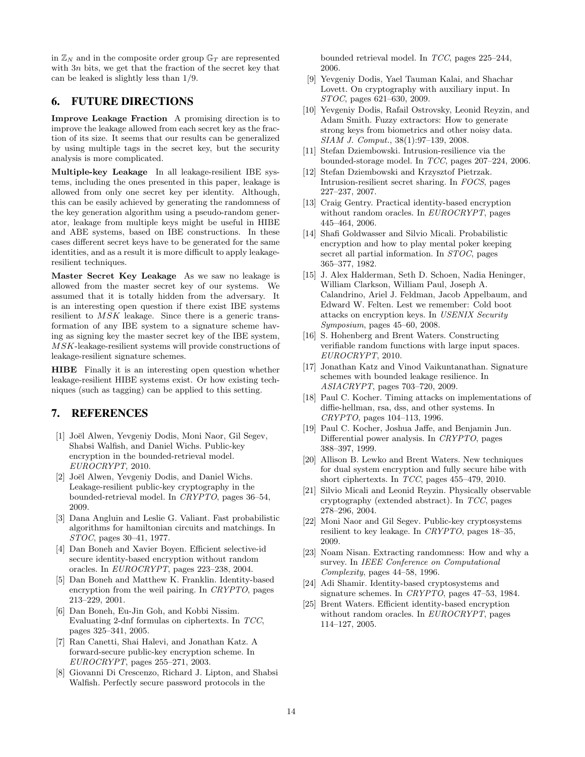in $\mathbb{Z}_N$ and in the composite order group $\mathbb{G}_T$ are represented with $3n$ bits, we get that the fraction of the secret key that can be leaked is slightly less than 1/9.

## 6. FUTURE DIRECTIONS

**Improve Leakage Fraction** A promising direction is to improve the leakage allowed from each secret key as the fraction of its size. It seems that our results can be generalized by using multiple tags in the secret key, but the security analysis is more complicated.

**Multiple-key Leakage** In all leakage-resilient IBE systems, including the ones presented in this paper, leakage is allowed from only one secret key per identity. Although, this can be easily achieved by generating the randomness of the key generation algorithm using a pseudo-random generator, leakage from multiple keys might be useful in HIBE and ABE systems, based on IBE constructions. In these cases different secret keys have to be generated for the same identities, and as a result it is more difficult to apply leakage-resilient techniques.

**Master Secret Key Leakage** As we saw no leakage is allowed from the master secret key of our systems. We assumed that it is totally hidden from the adversary. It is an interesting open question if there exist IBE systems resilient to $MSK$ leakage. Since there is a generic transformation of any IBE system to a signature scheme having as signing key the master secret key of the IBE system, $MSK$-leakage-resilient systems will provide constructions of leakage-resilient signature schemes.

**HIBE** Finally it is an interesting open question whether leakage-resilient HIBE systems exist. Or how existing techniques (such as tagging) can be applied to this setting.

## 7. REFERENCES

[1] Joël Alwen, Yevgeniy Dodis, Moni Naor, Gil Segev, Shabsi Walfish, and Daniel Wichs. Public-key encryption in the bounded-retrieval model. *EUROCRYPT*, 2010.

[2] Joël Alwen, Yevgeniy Dodis, and Daniel Wichs. Leakage-resilient public-key cryptography in the bounded-retrieval model. In *CRYPTO*, pages 36–54, 2009.

[3] Dana Angluin and Leslie G. Valiant. Fast probabilistic algorithms for hamiltonian circuits and matchings. In *STOC*, pages 30–41, 1977.

[4] Dan Boneh and Xavier Boyen. Efficient selective-id secure identity-based encryption without random oracles. In *EUROCRYPT*, pages 223–238, 2004.

[5] Dan Boneh and Matthew K. Franklin. Identity-based encryption from the weil pairing. In *CRYPTO*, pages 213–229, 2001.

[6] Dan Boneh, Eu-Jin Goh, and Kobbi Nissim. Evaluating 2-dnf formulas on ciphertexts. In *TCC*, pages 325–341, 2005.

[7] Ran Canetti, Shai Halevi, and Jonathan Katz. A forward-secure public-key encryption scheme. In *EUROCRYPT*, pages 255–271, 2003.

[8] Giovanni Di Crescenzo, Richard J. Lipton, and Shabsi Walfish. Perfectly secure password protocols in the bounded retrieval model. In *TCC*, pages 225–244, 2006.

[9] Yevgeniy Dodis, Yael Tauman Kalai, and Shachar Lovett. On cryptography with auxiliary input. In *STOC*, pages 621–630, 2009.

[10] Yevgeniy Dodis, Rafail Ostrovsky, Leonid Reyzin, and Adam Smith. Fuzzy extractors: How to generate strong keys from biometrics and other noisy data. *SIAM J. Comput.*, 38(1):97–139, 2008.

[11] Stefan Dziembowski. Intrusion-resilience via the bounded-storage model. In *TCC*, pages 207–224, 2006.

[12] Stefan Dziembowski and Krzysztof Pietrzak. Intrusion-resilient secret sharing. In *FOCS*, pages 227–237, 2007.

[13] Craig Gentry. Practical identity-based encryption without random oracles. In *EUROCRYPT*, pages 445–464, 2006.

[14] Shafi Goldwasser and Silvio Micali. Probabilistic encryption and how to play mental poker keeping secret all partial information. In *STOC*, pages 365–377, 1982.

[15] J. Alex Halderman, Seth D. Schoen, Nadia Heninger, William Clarkson, William Paul, Joseph A. Calandrino, Ariel J. Feldman, Jacob Appelbaum, and Edward W. Felten. Lest we remember: Cold boot attacks on encryption keys. In *USENIX Security Symposium*, pages 45–60, 2008.

[16] S. Hohenberg and Brent Waters. Constructing verifiable random functions with large input spaces. *EUROCRYPT*, 2010.

[17] Jonathan Katz and Vinod Vaikuntanathan. Signature schemes with bounded leakage resilience. In *ASIACRYPT*, pages 703–720, 2009.

[18] Paul C. Kocher. Timing attacks on implementations of diffie-hellman, rsa, dss, and other systems. In *CRYPTO*, pages 104–113, 1996.

[19] Paul C. Kocher, Joshua Jaffe, and Benjamin Jun. Differential power analysis. In *CRYPTO*, pages 388–397, 1999.

[20] Allison B. Lewko and Brent Waters. New techniques for dual system encryption and fully secure hibe with short ciphertexts. In *TCC*, pages 455–479, 2010.

[21] Silvio Micali and Leonid Reyzin. Physically observable cryptography (extended abstract). In *TCC*, pages 278–296, 2004.

[22] Moni Naor and Gil Segev. Public-key cryptosystems resilient to key leakage. In *CRYPTO*, pages 18–35, 2009.

[23] Noam Nisan. Extracting randomness: How and why a survey. In *IEEE Conference on Computational Complexity*, pages 44–58, 1996.

[24] Adi Shamir. Identity-based cryptosystems and signature schemes. In *CRYPTO*, pages 47–53, 1984.

[25] Brent Waters. Efficient identity-based encryption without random oracles. In *EUROCRYPT*, pages 114–127, 2005.